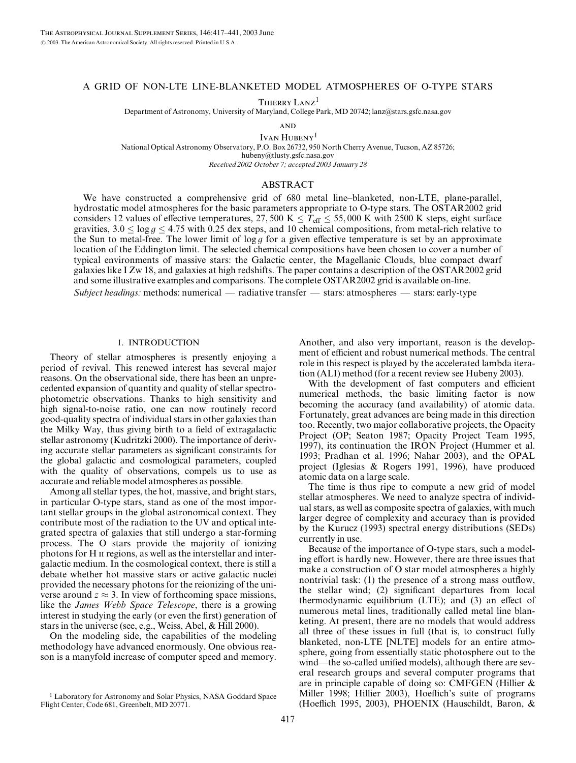# A GRID OF NON-LTE LINE-BLANKETED MODEL ATMOSPHERES OF O-TYPE STARS

Thierry Lanz[1]

Department of Astronomy, University of Maryland, College Park, MD 20742; lanz@stars.gsfc.nasa.gov

and

Ivan Hubeny[1]

National Optical Astronomy Observatory, P.O. Box 26732, 950 North Cherry Avenue, Tucson, AZ 85726; hubeny@tlusty.gsfc.nasa.gov

*Received 2002 October 7; accepted 2003 January 28*

## ABSTRACT

We have constructed a comprehensive grid of 680 metal line–blanketed, non-LTE, plane-parallel, hydrostatic model atmospheres for the basic parameters appropriate to O-type stars. The OSTAR2002 grid considers 12 values of effective temperatures, 27,500 K $\leq T_{\rm eff} \leq$ 55,000 K with 2500 K steps, eight surface gravities, $3.0 \leq \log g \leq 4.75$ with 0.25 dex steps, and 10 chemical compositions, from metal-rich relative to the Sun to metal-free. The lower limit of $\log g$ for a given effective temperature is set by an approximate location of the Eddington limit. The selected chemical compositions have been chosen to cover a number of typical environments of massive stars: the Galactic center, the Magellanic Clouds, blue compact dwarf galaxies like I Zw 18, and galaxies at high redshifts. The paper contains a description of the OSTAR2002 grid and some illustrative examples and comparisons. The complete OSTAR2002 grid is available on-line.

*Subject headings:* methods: numerical — radiative transfer — stars: atmospheres — stars: early-type

## 1. INTRODUCTION

Theory of stellar atmospheres is presently enjoying a period of revival. This renewed interest has several major reasons. On the observational side, there has been an unprecedented expansion of quantity and quality of stellar spectrophotometric observations. Thanks to high sensitivity and high signal-to-noise ratio, one can now routinely record good-quality spectra of individual stars in other galaxies than the Milky Way, thus giving birth to a field of extragalactic stellar astronomy (Kudritzki 2000). The importance of deriving accurate stellar parameters as significant constraints for the global galactic and cosmological parameters, coupled with the quality of observations, compels us to use as accurate and reliable model atmospheres as possible.

Among all stellar types, the hot, massive, and bright stars, in particular O-type stars, stand as one of the most important stellar groups in the global astronomical context. They contribute most of the radiation to the UV and optical integrated spectra of galaxies that still undergo a star-forming process. The O stars provide the majority of ionizing photons for H II regions, as well as the interstellar and intergalactic medium. In the cosmological context, there is still a debate whether hot massive stars or active galactic nuclei provided the necessary photons for the reionizing of the universe around $z \approx 3$. In view of forthcoming space missions, like the *James Webb Space Telescope*, there is a growing interest in studying the early (or even the first) generation of stars in the universe (see, e.g., Weiss, Abel, & Hill 2000).

On the modeling side, the capabilities of the modeling methodology have advanced enormously. One obvious reason is a manyfold increase of computer speed and memory. Another, and also very important, reason is the development of efficient and robust numerical methods. The central role in this respect is played by the accelerated lambda iteration (ALI) method (for a recent review see Hubeny 2003).

With the development of fast computers and efficient numerical methods, the basic limiting factor is now becoming the accuracy (and availability) of atomic data. Fortunately, great advances are being made in this direction too. Recently, two major collaborative projects, the Opacity Project (OP; Seaton 1987; Opacity Project Team 1995, 1997), its continuation the IRON Project (Hummer et al. 1993; Pradhan et al. 1996; Nahar 2003), and the OPAL project (Iglesias & Rogers 1991, 1996), have produced atomic data on a large scale.

The time is thus ripe to compute a new grid of model stellar atmospheres. We need to analyze spectra of individual stars, as well as composite spectra of galaxies, with much larger degree of complexity and accuracy than is provided by the Kurucz (1993) spectral energy distributions (SEDs) currently in use.

Because of the importance of O-type stars, such a modeling effort is hardly new. However, there are three issues that make a construction of O star model atmospheres a highly nontrivial task: (1) the presence of a strong mass outflow, the stellar wind; (2) significant departures from local thermodynamic equilibrium (LTE); and (3) an effect of numerous metal lines, traditionally called metal line blanketing. At present, there are no models that would address all three of these issues in full (that is, to construct fully blanketed, non-LTE [NLTE] models for an entire atmosphere, going from essentially static photosphere out to the wind—the so-called unified models), although there are several research groups and several computer programs that are in principle capable of doing so: CMFGEN (Hillier & Miller 1998; Hillier 2003), Hoeflich's suite of programs (Hoeflich 1995, 2003), PHOENIX (Hauschildt, Baron, &

[1] Laboratory for Astronomy and Solar Physics, NASA Goddard Space Flight Center, Code 681, Greenbelt, MD 20771.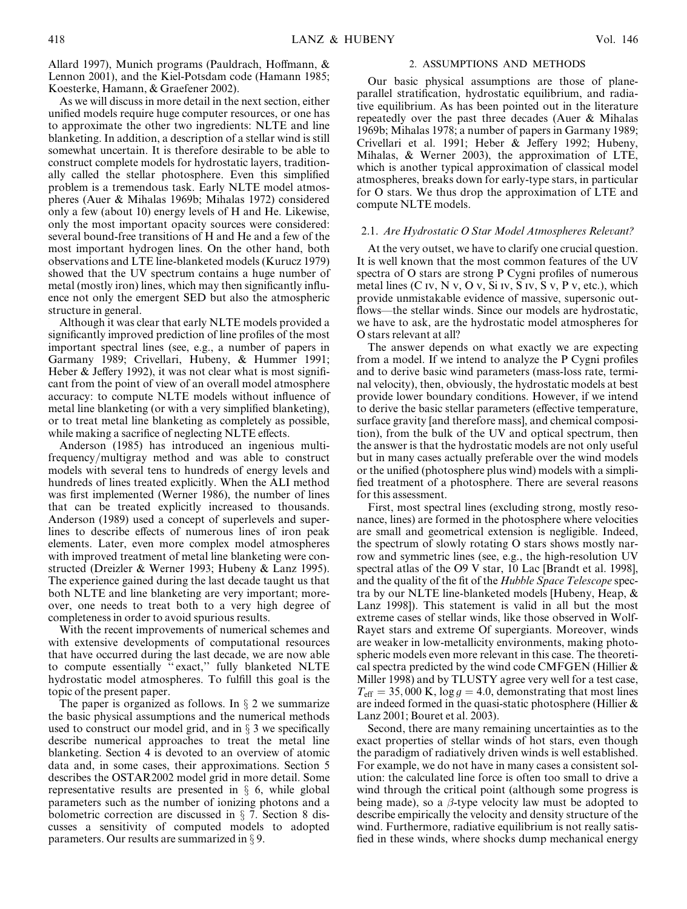Allard 1997), Munich programs (Pauldrach, Hoffmann, & Lennon 2001), and the Kiel-Potsdam code (Hamann 1985; Koesterke, Hamann, & Graefener 2002).

As we will discuss in more detail in the next section, either unified models require huge computer resources, or one has to approximate the other two ingredients: NLTE and line blanketing. In addition, a description of a stellar wind is still somewhat uncertain. It is therefore desirable to be able to construct complete models for hydrostatic layers, traditionally called the stellar photosphere. Even this simplified problem is a tremendous task. Early NLTE model atmospheres (Auer & Mihalas 1969b; Mihalas 1972) considered only a few (about 10) energy levels of H and He. Likewise, only the most important opacity sources were considered: several bound-free transitions of H and He and a few of the most important hydrogen lines. On the other hand, both observations and LTE line-blanketed models (Kurucz 1979) showed that the UV spectrum contains a huge number of metal (mostly iron) lines, which may then significantly influence not only the emergent SED but also the atmospheric structure in general.

Although it was clear that early NLTE models provided a significantly improved prediction of line profiles of the most important spectral lines (see, e.g., a number of papers in Garmany 1989; Crivellari, Hubeny, & Hummer 1991; Heber & Jeffery 1992), it was not clear what is most significant from the point of view of an overall model atmosphere accuracy: to compute NLTE models without influence of metal line blanketing (or with a very simplified blanketing), or to treat metal line blanketing as completely as possible, while making a sacrifice of neglecting NLTE effects.

Anderson (1985) has introduced an ingenious multifrequency/multigray method and was able to construct models with several tens to hundreds of energy levels and hundreds of lines treated explicitly. When the ALI method was first implemented (Werner 1986), the number of lines that can be treated explicitly increased to thousands. Anderson (1989) used a concept of superlevels and superlines to describe effects of numerous lines of iron peak elements. Later, even more complex model atmospheres with improved treatment of metal line blanketing were constructed (Dreizler & Werner 1993; Hubeny & Lanz 1995). The experience gained during the last decade taught us that both NLTE and line blanketing are very important; moreover, one needs to treat both to a very high degree of completeness in order to avoid spurious results.

With the recent improvements of numerical schemes and with extensive developments of computational resources that have occurred during the last decade, we are now able to compute essentially "exact," fully blanketed NLTE hydrostatic model atmospheres. To fulfill this goal is the topic of the present paper.

The paper is organized as follows. In § 2 we summarize the basic physical assumptions and the numerical methods used to construct our model grid, and in § 3 we specifically describe numerical approaches to treat the metal line blanketing. Section 4 is devoted to an overview of atomic data and, in some cases, their approximations. Section 5 describes the OSTAR2002 model grid in more detail. Some representative results are presented in § 6, while global parameters such as the number of ionizing photons and a bolometric correction are discussed in § 7. Section 8 discusses a sensitivity of computed models to adopted parameters. Our results are summarized in § 9.

## 2. ASSUMPTIONS AND METHODS

Our basic physical assumptions are those of plane-parallel stratification, hydrostatic equilibrium, and radiative equilibrium. As has been pointed out in the literature repeatedly over the past three decades (Auer & Mihalas 1969b; Mihalas 1978; a number of papers in Garmany 1989; Crivellari et al. 1991; Heber & Jeffery 1992; Hubeny, Mihalas, & Werner 2003), the approximation of LTE, which is another typical approximation of classical model atmospheres, breaks down for early-type stars, in particular for O stars. We thus drop the approximation of LTE and compute NLTE models.

### 2.1. *Are Hydrostatic O Star Model Atmospheres Relevant?*

At the very outset, we have to clarify one crucial question. It is well known that the most common features of the UV spectra of O stars are strong P Cygni profiles of numerous metal lines (C IV, N V, O V, Si IV, S IV, S V, P V, etc.), which provide unmistakable evidence of massive, supersonic outflows—the stellar winds. Since our models are hydrostatic, we have to ask, are the hydrostatic model atmospheres for O stars relevant at all?

The answer depends on what exactly we are expecting from a model. If we intend to analyze the P Cygni profiles and to derive basic wind parameters (mass-loss rate, terminal velocity), then, obviously, the hydrostatic models at best provide lower boundary conditions. However, if we intend to derive the basic stellar parameters (effective temperature, surface gravity [and therefore mass], and chemical composition), from the bulk of the UV and optical spectrum, then the answer is that the hydrostatic models are not only useful but in many cases actually preferable over the wind models or the unified (photosphere plus wind) models with a simplified treatment of a photosphere. There are several reasons for this assessment.

First, most spectral lines (excluding strong, mostly resonance, lines) are formed in the photosphere where velocities are small and geometrical extension is negligible. Indeed, the spectrum of slowly rotating O stars shows mostly narrow and symmetric lines (see, e.g., the high-resolution UV spectral atlas of the O9 V star, 10 Lac [Brandt et al. 1998], and the quality of the fit of the *Hubble Space Telescope* spectra by our NLTE line-blanketed models [Hubeny, Heap, & Lanz 1998]). This statement is valid in all but the most extreme cases of stellar winds, like those observed in Wolf-Rayet stars and extreme Of supergiants. Moreover, winds are weaker in low-metallicity environments, making photospheric models even more relevant in this case. The theoretical spectra predicted by the wind code CMFGEN (Hillier & Miller 1998) and by TLUSTY agree very well for a test case, $T_{\rm eff} = 35{,}000$ K, $\log g = 4.0$, demonstrating that most lines are indeed formed in the quasi-static photosphere (Hillier & Lanz 2001; Bouret et al. 2003).

Second, there are many remaining uncertainties as to the exact properties of stellar winds of hot stars, even though the paradigm of radiatively driven winds is well established. For example, we do not have in many cases a consistent solution: the calculated line force is often too small to drive a wind through the critical point (although some progress is being made), so a $\beta$-type velocity law must be adopted to describe empirically the velocity and density structure of the wind. Furthermore, radiative equilibrium is not really satisfied in these winds, where shocks dump mechanical energy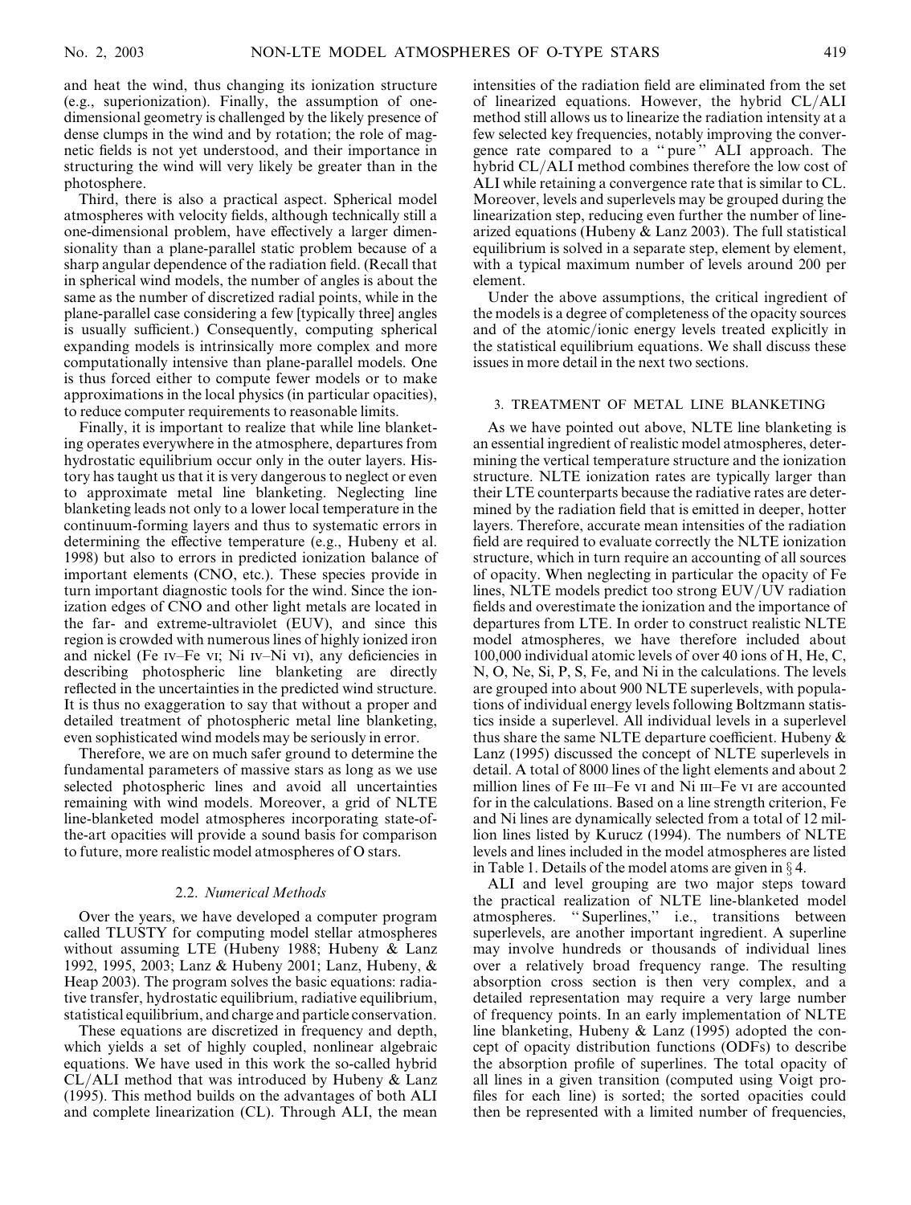and heat the wind, thus changing its ionization structure (e.g., superionization). Finally, the assumption of one-dimensional geometry is challenged by the likely presence of dense clumps in the wind and by rotation; the role of magnetic fields is not yet understood, and their importance in structuring the wind will very likely be greater than in the photosphere.

Third, there is also a practical aspect. Spherical model atmospheres with velocity fields, although technically still a one-dimensional problem, have effectively a larger dimensionality than a plane-parallel static problem because of a sharp angular dependence of the radiation field. (Recall that in spherical wind models, the number of angles is about the same as the number of discretized radial points, while in the plane-parallel case considering a few [typically three] angles is usually sufficient.) Consequently, computing spherical expanding models is intrinsically more complex and more computationally intensive than plane-parallel models. One is thus forced either to compute fewer models or to make approximations in the local physics (in particular opacities), to reduce computer requirements to reasonable limits.

Finally, it is important to realize that while line blanketing operates everywhere in the atmosphere, departures from hydrostatic equilibrium occur only in the outer layers. History has taught us that it is very dangerous to neglect or even to approximate metal line blanketing. Neglecting line blanketing leads not only to a lower local temperature in the continuum-forming layers and thus to systematic errors in determining the effective temperature (e.g., Hubeny et al. 1998) but also to errors in predicted ionization balance of important elements (CNO, etc.). These species provide in turn important diagnostic tools for the wind. Since the ionization edges of CNO and other light metals are located in the far- and extreme-ultraviolet (EUV), and since this region is crowded with numerous lines of highly ionized iron and nickel (Fe IV–Fe VI; Ni IV–Ni VI), any deficiencies in describing photospheric line blanketing are directly reflected in the uncertainties in the predicted wind structure. It is thus no exaggeration to say that without a proper and detailed treatment of photospheric metal line blanketing, even sophisticated wind models may be seriously in error.

Therefore, we are on much safer ground to determine the fundamental parameters of massive stars as long as we use selected photospheric lines and avoid all uncertainties remaining with wind models. Moreover, a grid of NLTE line-blanketed model atmospheres incorporating state-of-the-art opacities will provide a sound basis for comparison to future, more realistic model atmospheres of O stars.

### 2.2. *Numerical Methods*

Over the years, we have developed a computer program called TLUSTY for computing model stellar atmospheres without assuming LTE (Hubeny 1988; Hubeny & Lanz 1992, 1995, 2003; Lanz & Hubeny 2001; Lanz, Hubeny, & Heap 2003). The program solves the basic equations: radiative transfer, hydrostatic equilibrium, radiative equilibrium, statistical equilibrium, and charge and particle conservation.

These equations are discretized in frequency and depth, which yields a set of highly coupled, nonlinear algebraic equations. We have used in this work the so-called hybrid CL/ALI method that was introduced by Hubeny & Lanz (1995). This method builds on the advantages of both ALI and complete linearization (CL). Through ALI, the mean intensities of the radiation field are eliminated from the set of linearized equations. However, the hybrid CL/ALI method still allows us to linearize the radiation intensity at a few selected key frequencies, notably improving the convergence rate compared to a "pure" ALI approach. The hybrid CL/ALI method combines therefore the low cost of ALI while retaining a convergence rate that is similar to CL. Moreover, levels and superlevels may be grouped during the linearization step, reducing even further the number of linearized equations (Hubeny & Lanz 2003). The full statistical equilibrium is solved in a separate step, element by element, with a typical maximum number of levels around 200 per element.

Under the above assumptions, the critical ingredient of the models is a degree of completeness of the opacity sources and of the atomic/ionic energy levels treated explicitly in the statistical equilibrium equations. We shall discuss these issues in more detail in the next two sections.

## 3. TREATMENT OF METAL LINE BLANKETING

As we have pointed out above, NLTE line blanketing is an essential ingredient of realistic model atmospheres, determining the vertical temperature structure and the ionization structure. NLTE ionization rates are typically larger than their LTE counterparts because the radiative rates are determined by the radiation field that is emitted in deeper, hotter layers. Therefore, accurate mean intensities of the radiation field are required to evaluate correctly the NLTE ionization structure, which in turn require an accounting of all sources of opacity. When neglecting in particular the opacity of Fe lines, NLTE models predict too strong EUV/UV radiation fields and overestimate the ionization and the importance of departures from LTE. In order to construct realistic NLTE model atmospheres, we have therefore included about 100,000 individual atomic levels of over 40 ions of H, He, C, N, O, Ne, Si, P, S, Fe, and Ni in the calculations. The levels are grouped into about 900 NLTE superlevels, with populations of individual energy levels following Boltzmann statistics inside a superlevel. All individual levels in a superlevel thus share the same NLTE departure coefficient. Hubeny & Lanz (1995) discussed the concept of NLTE superlevels in detail. A total of 8000 lines of the light elements and about 2 million lines of Fe III–Fe VI and Ni III–Fe VI are accounted for in the calculations. Based on a line strength criterion, Fe and Ni lines are dynamically selected from a total of 12 million lines listed by Kurucz (1994). The numbers of NLTE levels and lines included in the model atmospheres are listed in Table 1. Details of the model atoms are given in § 4.

ALI and level grouping are two major steps toward the practical realization of NLTE line-blanketed model atmospheres. "Superlines," i.e., transitions between superlevels, are another important ingredient. A superline may involve hundreds or thousands of individual lines over a relatively broad frequency range. The resulting absorption cross section is then very complex, and a detailed representation may require a very large number of frequency points. In an early implementation of NLTE line blanketing, Hubeny & Lanz (1995) adopted the concept of opacity distribution functions (ODFs) to describe the absorption profile of superlines. The total opacity of all lines in a given transition (computed using Voigt profiles for each line) is sorted; the sorted opacities could then be represented with a limited number of frequencies,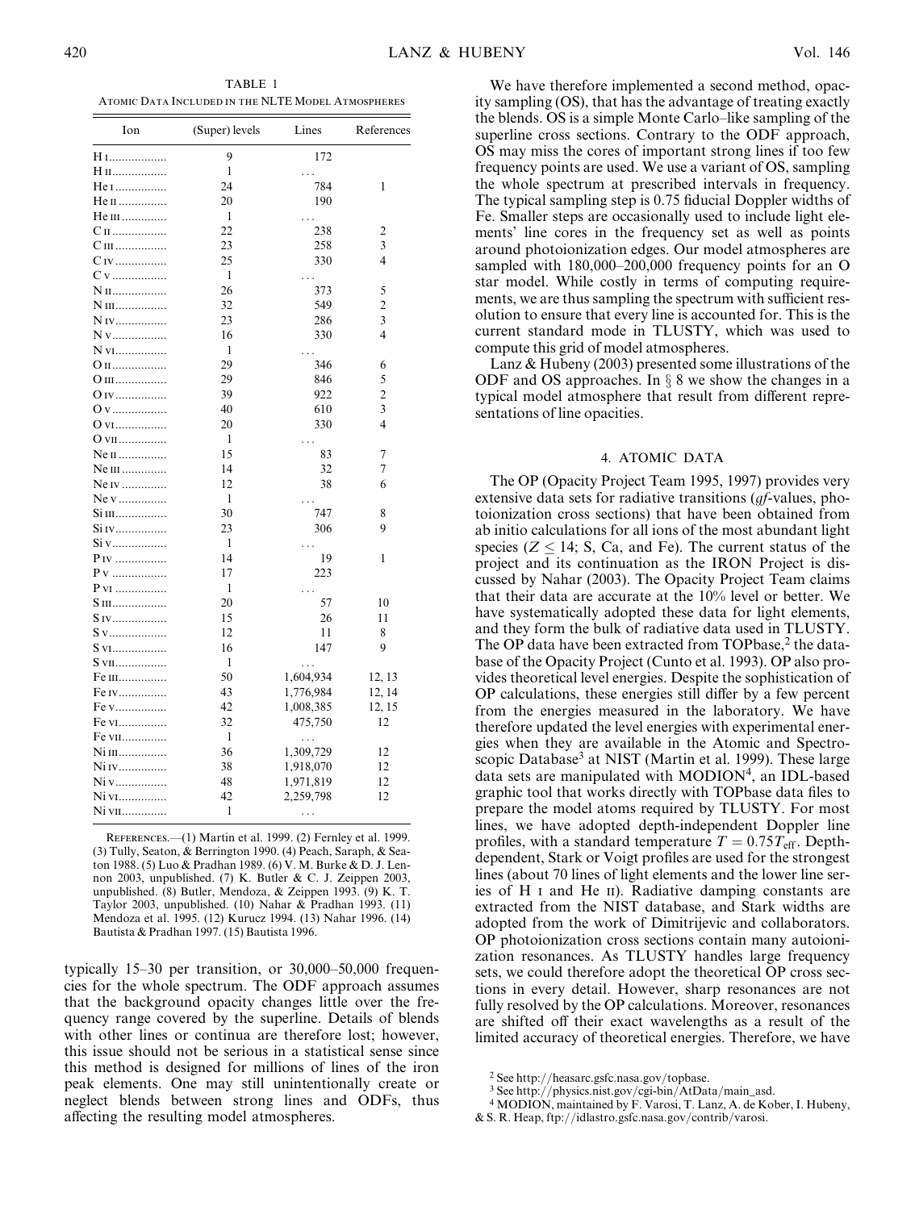TABLE 1
Atomic Data Included in the NLTE Model Atmospheres

| Ion | (Super) levels | Lines | References |
|---|---|---|---|
| H I | 9 | 172 | |
| H II | 1 | ... | |
| He I | 24 | 784 | 1 |
| He II | 20 | 190 | |
| He III | 1 | ... | |
| C II | 22 | 238 | 2 |
| C III | 23 | 258 | 3 |
| C IV | 25 | 330 | 4 |
| C V | 1 | ... | |
| N II | 26 | 373 | 5 |
| N III | 32 | 549 | 2 |
| N IV | 23 | 286 | 3 |
| N V | 16 | 330 | 4 |
| N VI | 1 | ... | |
| O II | 29 | 346 | 6 |
| O III | 29 | 846 | 5 |
| O IV | 39 | 922 | 2 |
| O V | 40 | 610 | 3 |
| O VI | 20 | 330 | 4 |
| O VII | 1 | ... | |
| Ne II | 15 | 83 | 7 |
| Ne III | 14 | 32 | 7 |
| Ne IV | 12 | 38 | 6 |
| Ne V | 1 | ... | |
| Si III | 30 | 747 | 8 |
| Si IV | 23 | 306 | 9 |
| Si V | 1 | ... | |
| P IV | 14 | 19 | 1 |
| P V | 17 | 223 | |
| P VI | 1 | ... | |
| S III | 20 | 57 | 10 |
| S IV | 15 | 26 | 11 |
| S V | 12 | 11 | 8 |
| S VI | 16 | 147 | 9 |
| S VII | 1 | ... | |
| Fe III | 50 | 1,604,934 | 12, 13 |
| Fe IV | 43 | 1,776,984 | 12, 14 |
| Fe V | 42 | 1,008,385 | 12, 15 |
| Fe VI | 32 | 475,750 | 12 |
| Fe VII | 1 | ... | |
| Ni III | 36 | 1,309,729 | 12 |
| Ni IV | 38 | 1,918,070 | 12 |
| Ni V | 48 | 1,971,819 | 12 |
| Ni VI | 42 | 2,259,798 | 12 |
| Ni VII | 1 | ... | |

References.—(1) Martin et al. 1999. (2) Fernley et al. 1999. (3) Tully, Seaton, & Berrington 1990. (4) Peach, Saraph, & Seaton 1988. (5) Luo & Pradhan 1989. (6) V. M. Burke & D. J. Lennon 2003, unpublished. (7) K. Butler & C. J. Zeippen 2003, unpublished. (8) Butler, Mendoza, & Zeippen 1993. (9) K. T. Taylor 2003, unpublished. (10) Nahar & Pradhan 1993. (11) Mendoza et al. 1995. (12) Kurucz 1994. (13) Nahar 1996. (14) Bautista & Pradhan 1997. (15) Bautista 1996.

typically 15–30 per transition, or 30,000–50,000 frequencies for the whole spectrum. The ODF approach assumes that the background opacity changes little over the frequency range covered by the superline. Details of blends with other lines or continua are therefore lost; however, this issue should not be serious in a statistical sense since this method is designed for millions of lines of the iron peak elements. One may still unintentionally create or neglect blends between strong lines and ODFs, thus affecting the resulting model atmospheres.

We have therefore implemented a second method, opacity sampling (OS), that has the advantage of treating exactly the blends. OS is a simple Monte Carlo–like sampling of the superline cross sections. Contrary to the ODF approach, OS may miss the cores of important strong lines if too few frequency points are used. We use a variant of OS, sampling the whole spectrum at prescribed intervals in frequency. The typical sampling step is 0.75 fiducial Doppler widths of Fe. Smaller steps are occasionally used to include light elements' line cores in the frequency set as well as points around photoionization edges. Our model atmospheres are sampled with 180,000–200,000 frequency points for an O star model. While costly in terms of computing requirements, we are thus sampling the spectrum with sufficient resolution to ensure that every line is accounted for. This is the current standard mode in TLUSTY, which was used to compute this grid of model atmospheres.

Lanz & Hubeny (2003) presented some illustrations of the ODF and OS approaches. In § 8 we show the changes in a typical model atmosphere that result from different representations of line opacities.

## 4. ATOMIC DATA

The OP (Opacity Project Team 1995, 1997) provides very extensive data sets for radiative transitions (*gf*-values, photoionization cross sections) that have been obtained from ab initio calculations for all ions of the most abundant light species ($Z \leq 14$; S, Ca, and Fe). The current status of the project and its continuation as the IRON Project is discussed by Nahar (2003). The Opacity Project Team claims that their data are accurate at the 10% level or better. We have systematically adopted these data for light elements, and they form the bulk of radiative data used in TLUSTY. The OP data have been extracted from TOPbase,[2] the database of the Opacity Project (Cunto et al. 1993). OP also provides theoretical level energies. Despite the sophistication of OP calculations, these energies still differ by a few percent from the energies measured in the laboratory. We have therefore updated the level energies with experimental energies when they are available in the Atomic and Spectroscopic Database[3] at NIST (Martin et al. 1999). These large data sets are manipulated with MODION[4], an IDL-based graphic tool that works directly with TOPbase data files to prepare the model atoms required by TLUSTY. For most lines, we have adopted depth-independent Doppler line profiles, with a standard temperature $T = 0.75T_{\rm eff}$. Depth-dependent, Stark or Voigt profiles are used for the strongest lines (about 70 lines of light elements and the lower line series of H I and He II). Radiative damping constants are extracted from the NIST database, and Stark widths are adopted from the work of Dimitrijevic and collaborators. OP photoionization cross sections contain many autoionization resonances. As TLUSTY handles large frequency sets, we could therefore adopt the theoretical OP cross sections in every detail. However, sharp resonances are not fully resolved by the OP calculations. Moreover, resonances are shifted off their exact wavelengths as a result of the limited accuracy of theoretical energies. Therefore, we have

[2] See http://heasarc.gsfc.nasa.gov/topbase.

[3] See http://physics.nist.gov/cgi-bin/AtData/main_asd.

[4] MODION, maintained by F. Varosi, T. Lanz, A. de Kober, I. Hubeny, & S. R. Heap, ftp://idlastro.gsfc.nasa.gov/contrib/varosi.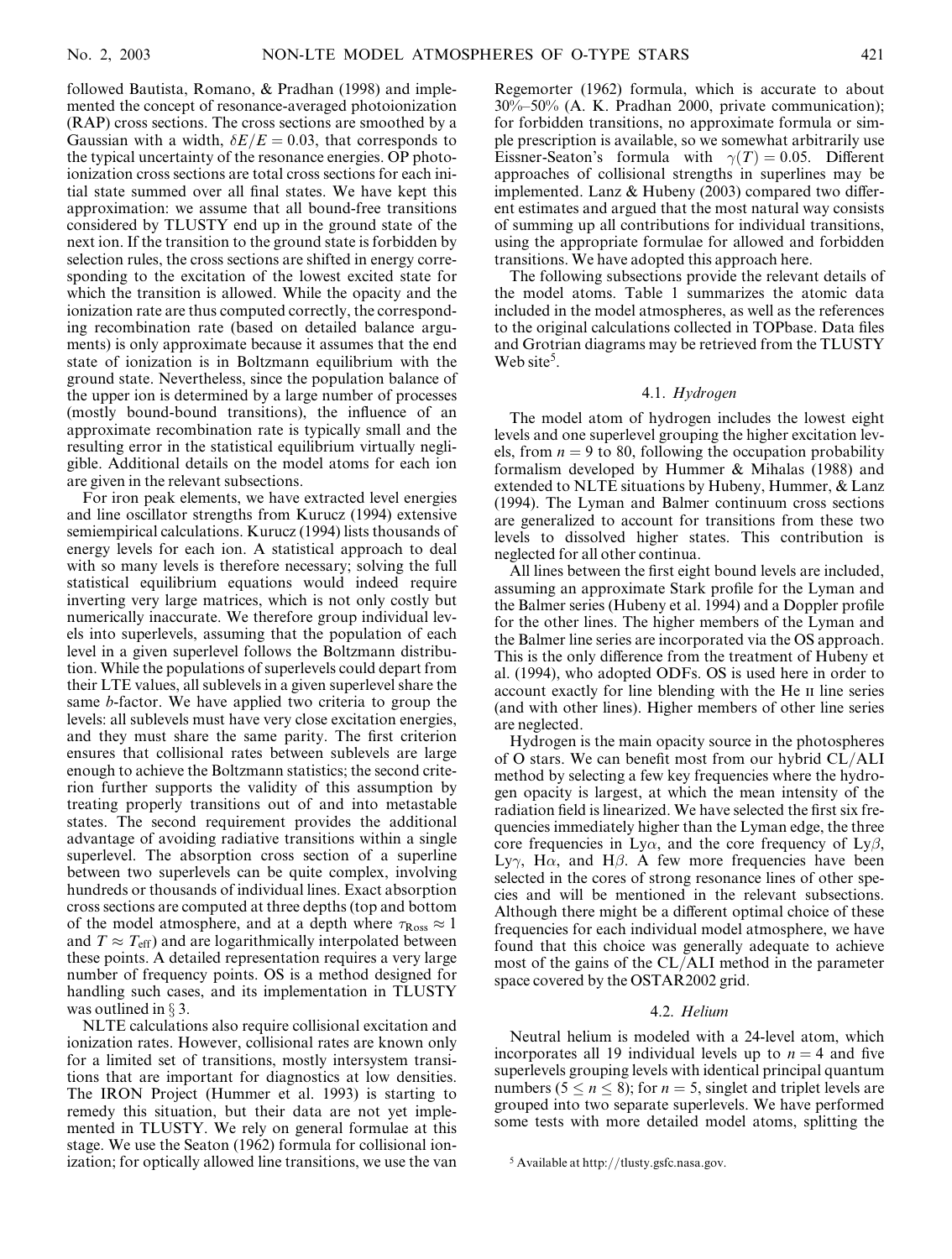followed Bautista, Romano, & Pradhan (1998) and implemented the concept of resonance-averaged photoionization (RAP) cross sections. The cross sections are smoothed by a Gaussian with a width, $\delta E/E = 0.03$, that corresponds to the typical uncertainty of the resonance energies. OP photoionization cross sections are total cross sections for each initial state summed over all final states. We have kept this approximation: we assume that all bound-free transitions considered by TLUSTY end up in the ground state of the next ion. If the transition to the ground state is forbidden by selection rules, the cross sections are shifted in energy corresponding to the excitation of the lowest excited state for which the transition is allowed. While the opacity and the ionization rate are thus computed correctly, the corresponding recombination rate (based on detailed balance arguments) is only approximate because it assumes that the end state of ionization is in Boltzmann equilibrium with the ground state. Nevertheless, since the population balance of the upper ion is determined by a large number of processes (mostly bound-bound transitions), the influence of an approximate recombination rate is typically small and the resulting error in the statistical equilibrium virtually negligible. Additional details on the model atoms for each ion are given in the relevant subsections.

For iron peak elements, we have extracted level energies and line oscillator strengths from Kurucz (1994) extensive semiempirical calculations. Kurucz (1994) lists thousands of energy levels for each ion. A statistical approach to deal with so many levels is therefore necessary; solving the full statistical equilibrium equations would indeed require inverting very large matrices, which is not only costly but numerically inaccurate. We therefore group individual levels into superlevels, assuming that the population of each level in a given superlevel follows the Boltzmann distribution. While the populations of superlevels could depart from their LTE values, all sublevels in a given superlevel share the same *b*-factor. We have applied two criteria to group the levels: all sublevels must have very close excitation energies, and they must share the same parity. The first criterion ensures that collisional rates between sublevels are large enough to achieve the Boltzmann statistics; the second criterion further supports the validity of this assumption by treating properly transitions out of and into metastable states. The second requirement provides the additional advantage of avoiding radiative transitions within a single superlevel. The absorption cross section of a superline between two superlevels can be quite complex, involving hundreds or thousands of individual lines. Exact absorption cross sections are computed at three depths (top and bottom of the model atmosphere, and at a depth where $\tau_{\rm Ross} \approx 1$ and $T \approx T_{\rm eff}$) and are logarithmically interpolated between these points. A detailed representation requires a very large number of frequency points. OS is a method designed for handling such cases, and its implementation in TLUSTY was outlined in § 3.

NLTE calculations also require collisional excitation and ionization rates. However, collisional rates are known only for a limited set of transitions, mostly intersystem transitions that are important for diagnostics at low densities. The IRON Project (Hummer et al. 1993) is starting to remedy this situation, but their data are not yet implemented in TLUSTY. We rely on general formulae at this stage. We use the Seaton (1962) formula for collisional ionization; for optically allowed line transitions, we use the van Regemorter (1962) formula, which is accurate to about 30%–50% (A. K. Pradhan 2000, private communication); for forbidden transitions, no approximate formula or simple prescription is available, so we somewhat arbitrarily use Eissner-Seaton's formula with $\gamma(T) = 0.05$. Different approaches of collisional strengths in superlines may be implemented. Lanz & Hubeny (2003) compared two different estimates and argued that the most natural way consists of summing up all contributions for individual transitions, using the appropriate formulae for allowed and forbidden transitions. We have adopted this approach here.

The following subsections provide the relevant details of the model atoms. Table 1 summarizes the atomic data included in the model atmospheres, as well as the references to the original calculations collected in TOPbase. Data files and Grotrian diagrams may be retrieved from the TLUSTY Web site[5].

### 4.1. *Hydrogen*

The model atom of hydrogen includes the lowest eight levels and one superlevel grouping the higher excitation levels, from $n = 9$ to 80, following the occupation probability formalism developed by Hummer & Mihalas (1988) and extended to NLTE situations by Hubeny, Hummer, & Lanz (1994). The Lyman and Balmer continuum cross sections are generalized to account for transitions from these two levels to dissolved higher states. This contribution is neglected for all other continua.

All lines between the first eight bound levels are included, assuming an approximate Stark profile for the Lyman and the Balmer series (Hubeny et al. 1994) and a Doppler profile for the other lines. The higher members of the Lyman and the Balmer line series are incorporated via the OS approach. This is the only difference from the treatment of Hubeny et al. (1994), who adopted ODFs. OS is used here in order to account exactly for line blending with the He II line series (and with other lines). Higher members of other line series are neglected.

Hydrogen is the main opacity source in the photospheres of O stars. We can benefit most from our hybrid CL/ALI method by selecting a few key frequencies where the hydrogen opacity is largest, at which the mean intensity of the radiation field is linearized. We have selected the first six frequencies immediately higher than the Lyman edge, the three core frequencies in Ly$\alpha$, and the core frequency of Ly$\beta$, Ly$\gamma$, H$\alpha$, and H$\beta$. A few more frequencies have been selected in the cores of strong resonance lines of other species and will be mentioned in the relevant subsections. Although there might be a different optimal choice of these frequencies for each individual model atmosphere, we have found that this choice was generally adequate to achieve most of the gains of the CL/ALI method in the parameter space covered by the OSTAR2002 grid.

### 4.2. *Helium*

Neutral helium is modeled with a 24-level atom, which incorporates all 19 individual levels up to $n = 4$ and five superlevels grouping levels with identical principal quantum numbers ($5 \leq n \leq 8$); for $n = 5$, singlet and triplet levels are grouped into two separate superlevels. We have performed some tests with more detailed model atoms, splitting the

[5] Available at http://tlusty.gsfc.nasa.gov.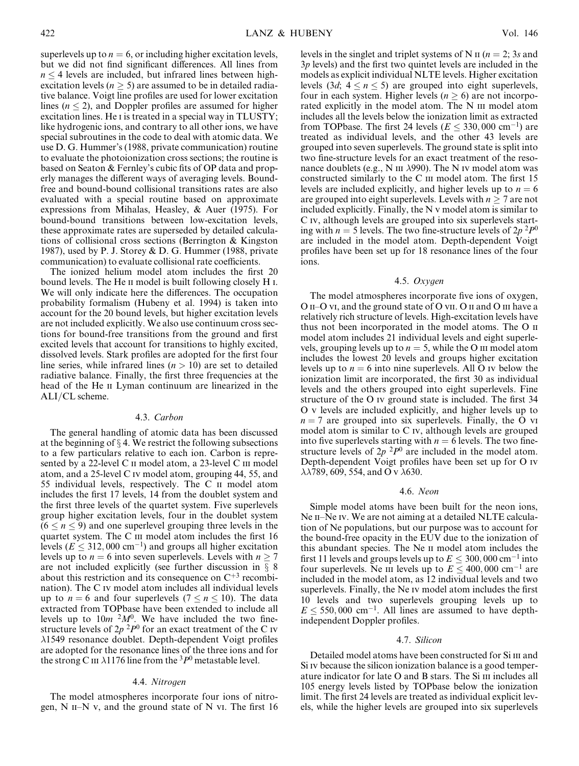superlevels up to $n = 6$, or including higher excitation levels, but we did not find significant differences. All lines from $n \leq 4$ levels are included, but infrared lines between high-excitation levels ($n \geq 5$) are assumed to be in detailed radiative balance. Voigt line profiles are used for lower excitation lines ($n \leq 2$), and Doppler profiles are assumed for higher excitation lines. He I is treated in a special way in TLUSTY; like hydrogenic ions, and contrary to all other ions, we have special subroutines in the code to deal with atomic data. We use D. G. Hummer's (1988, private communication) routine to evaluate the photoionization cross sections; the routine is based on Seaton & Fernley's cubic fits of OP data and properly manages the different ways of averaging levels. Bound-free and bound-bound collisional transitions rates are also evaluated with a special routine based on approximate expressions from Mihalas, Heasley, & Auer (1975). For bound-bound transitions between low-excitation levels, these approximate rates are superseded by detailed calculations of collisional cross sections (Berrington & Kingston 1987), used by P. J. Storey & D. G. Hummer (1988, private communication) to evaluate collisional rate coefficients.

The ionized helium model atom includes the first 20 bound levels. The He II model is built following closely H I. We will only indicate here the differences. The occupation probability formalism (Hubeny et al. 1994) is taken into account for the 20 bound levels, but higher excitation levels are not included explicitly. We also use continuum cross sections for bound-free transitions from the ground and first excited levels that account for transitions to highly excited, dissolved levels. Stark profiles are adopted for the first four line series, while infrared lines ($n > 10$) are set to detailed radiative balance. Finally, the first three frequencies at the head of the He II Lyman continuum are linearized in the ALI/CL scheme.

### 4.3. *Carbon*

The general handling of atomic data has been discussed at the beginning of § 4. We restrict the following subsections to a few particulars relative to each ion. Carbon is represented by a 22-level C II model atom, a 23-level C III model atom, and a 25-level C IV model atom, grouping 44, 55, and 55 individual levels, respectively. The C II model atom includes the first 17 levels, 14 from the doublet system and the first three levels of the quartet system. Five superlevels group higher excitation levels, four in the doublet system ($6 \leq n \leq 9$) and one superlevel grouping three levels in the quartet system. The C III model atom includes the first 16 levels ($E \leq 312{,}000$ cm$^{-1}$) and groups all higher excitation levels up to $n = 6$ into seven superlevels. Levels with $n \geq 7$ are not included explicitly (see further discussion in § 8 about this restriction and its consequence on $C^{+3}$ recombination). The C IV model atom includes all individual levels up to $n = 6$ and four superlevels ($7 \leq n \leq 10$). The data extracted from TOPbase have been extended to include all levels up to $10m$ $^2M^0$. We have included the two fine-structure levels of $2p$ $^2P^0$ for an exact treatment of the C IV $\lambda 1549$ resonance doublet. Depth-dependent Voigt profiles are adopted for the resonance lines of the three ions and for the strong C III $\lambda 1176$ line from the $^3P^0$ metastable level.

### 4.4. *Nitrogen*

The model atmospheres incorporate four ions of nitrogen, N II–N V, and the ground state of N VI. The first 16 levels in the singlet and triplet systems of N II ($n = 2$; $3s$ and $3p$ levels) and the first two quintet levels are included in the models as explicit individual NLTE levels. Higher excitation levels ($3d$; $4 \leq n \leq 5$) are grouped into eight superlevels, four in each system. Higher levels ($n \geq 6$) are not incorporated explicitly in the model atom. The N III model atom includes all the levels below the ionization limit as extracted from TOPbase. The first 24 levels ($E \leq 330{,}000$ cm$^{-1}$) are treated as individual levels, and the other 43 levels are grouped into seven superlevels. The ground state is split into two fine-structure levels for an exact treatment of the resonance doublets (e.g., N III $\lambda 990$). The N IV model atom was constructed similarly to the C III model atom. The first 15 levels are included explicitly, and higher levels up to $n = 6$ are grouped into eight superlevels. Levels with $n \geq 7$ are not included explicitly. Finally, the N V model atom is similar to C IV, although levels are grouped into six superlevels starting with $n = 5$ levels. The two fine-structure levels of $2p$ $^2P^0$ are included in the model atom. Depth-dependent Voigt profiles have been set up for 18 resonance lines of the four ions.

### 4.5. *Oxygen*

The model atmospheres incorporate five ions of oxygen, O II–O VI, and the ground state of O VII. O II and O III have a relatively rich structure of levels. High-excitation levels have thus not been incorporated in the model atoms. The O II model atom includes 21 individual levels and eight superlevels, grouping levels up to $n = 5$, while the O III model atom includes the lowest 20 levels and groups higher excitation levels up to $n = 6$ into nine superlevels. All O IV below the ionization limit are incorporated, the first 30 as individual levels and the others grouped into eight superlevels. Fine structure of the O IV ground state is included. The first 34 O V levels are included explicitly, and higher levels up to $n = 7$ are grouped into six superlevels. Finally, the O VI model atom is similar to C IV, although levels are grouped into five superlevels starting with $n = 6$ levels. The two fine-structure levels of $2p$ $^2P^0$ are included in the model atom. Depth-dependent Voigt profiles have been set up for O IV $\lambda\lambda 789$, 609, 554, and O V $\lambda 630$.

### 4.6. *Neon*

Simple model atoms have been built for the neon ions, Ne II–Ne IV. We are not aiming at a detailed NLTE calculation of Ne populations, but our purpose was to account for the bound-free opacity in the EUV due to the ionization of this abundant species. The Ne II model atom includes the first 11 levels and groups levels up to $E \leq 300{,}000$ cm$^{-1}$ into four superlevels. Ne III levels up to $E \leq 400{,}000$ cm$^{-1}$ are included in the model atom, as 12 individual levels and two superlevels. Finally, the Ne IV model atom includes the first 10 levels and two superlevels grouping levels up to $E \leq 550{,}000$ cm$^{-1}$. All lines are assumed to have depth-independent Doppler profiles.

### 4.7. *Silicon*

Detailed model atoms have been constructed for Si III and Si IV because the silicon ionization balance is a good temperature indicator for late O and B stars. The Si III includes all 105 energy levels listed by TOPbase below the ionization limit. The first 24 levels are treated as individual explicit levels, while the higher levels are grouped into six superlevels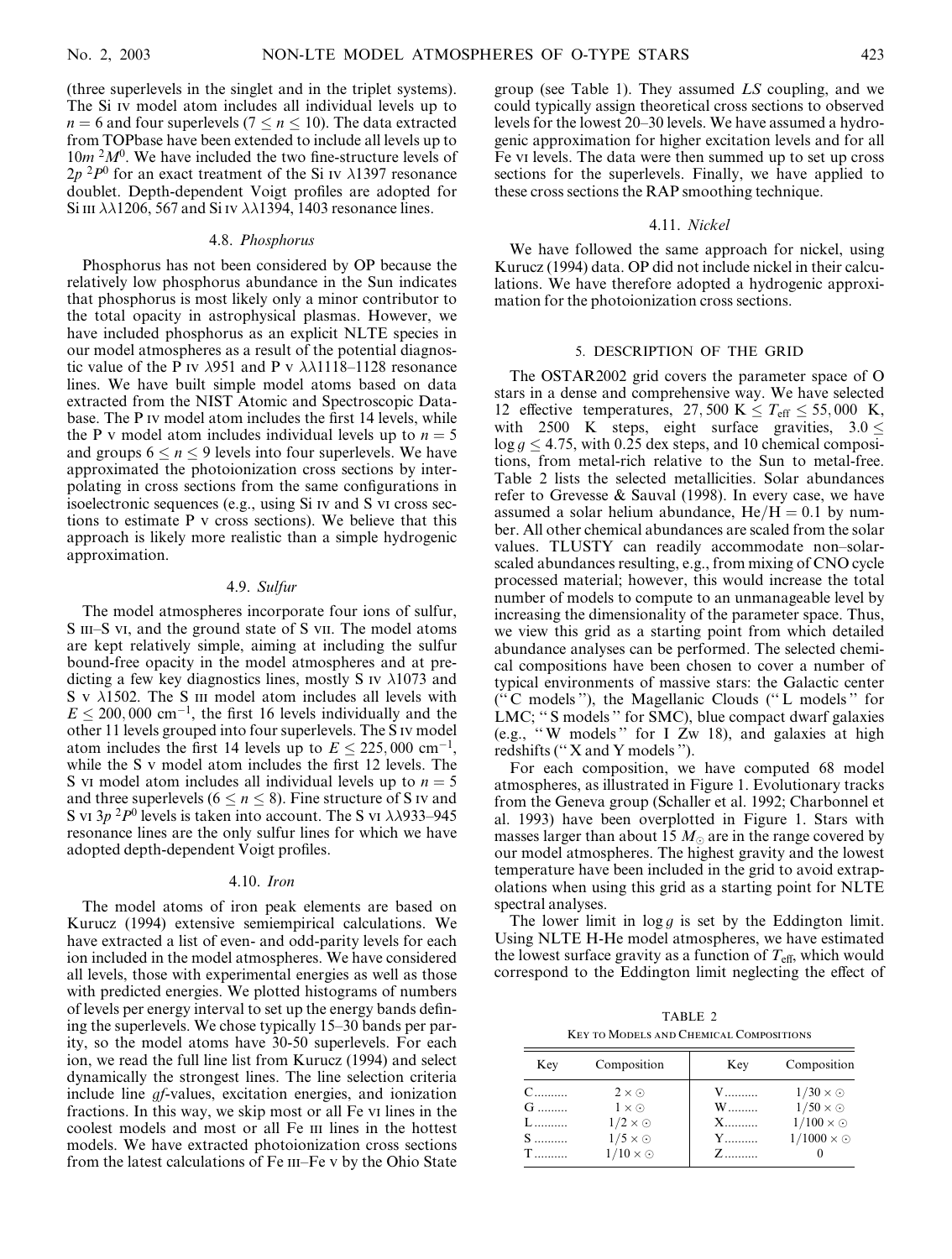(three superlevels in the singlet and in the triplet systems). The Si IV model atom includes all individual levels up to $n = 6$ and four superlevels ($7 \leq n \leq 10$). The data extracted from TOPbase have been extended to include all levels up to $10m\ ^2M^0$. We have included the two fine-structure levels of $2p\ ^2P^0$ for an exact treatment of the Si IV λ1397 resonance doublet. Depth-dependent Voigt profiles are adopted for Si III λλ1206, 567 and Si IV λλ1394, 1403 resonance lines.

### 4.8. *Phosphorus*

Phosphorus has not been considered by OP because the relatively low phosphorus abundance in the Sun indicates that phosphorus is most likely only a minor contributor to the total opacity in astrophysical plasmas. However, we have included phosphorus as an explicit NLTE species in our model atmospheres as a result of the potential diagnostic value of the P IV λ951 and P V λλ1118–1128 resonance lines. We have built simple model atoms based on data extracted from the NIST Atomic and Spectroscopic Database. The P IV model atom includes the first 14 levels, while the P V model atom includes individual levels up to $n = 5$ and groups $6 \leq n \leq 9$ levels into four superlevels. We have approximated the photoionization cross sections by interpolating in cross sections from the same configurations in isoelectronic sequences (e.g., using Si IV and S VI cross sections to estimate P V cross sections). We believe that this approach is likely more realistic than a simple hydrogenic approximation.

### 4.9. *Sulfur*

The model atmospheres incorporate four ions of sulfur, S III–S VI, and the ground state of S VII. The model atoms are kept relatively simple, aiming at including the sulfur bound-free opacity in the model atmospheres and at predicting a few key diagnostics lines, mostly S IV λ1073 and S V λ1502. The S III model atom includes all levels with $E \leq 200{,}000$ cm$^{-1}$, the first 16 levels individually and the other 11 levels grouped into four superlevels. The S IV model atom includes the first 14 levels up to $E \leq 225{,}000$ cm$^{-1}$, while the S V model atom includes the first 12 levels. The S VI model atom includes all individual levels up to $n = 5$ and three superlevels ($6 \leq n \leq 8$). Fine structure of S IV and S VI $3p\ ^2P^0$ levels is taken into account. The S VI λλ933–945 resonance lines are the only sulfur lines for which we have adopted depth-dependent Voigt profiles.

### 4.10. *Iron*

The model atoms of iron peak elements are based on Kurucz (1994) extensive semiempirical calculations. We have extracted a list of even- and odd-parity levels for each ion included in the model atmospheres. We have considered all levels, those with experimental energies as well as those with predicted energies. We plotted histograms of numbers of levels per energy interval to set up the energy bands defining the superlevels. We chose typically 15–30 bands per parity, so the model atoms have 30-50 superlevels. For each ion, we read the full line list from Kurucz (1994) and select dynamically the strongest lines. The line selection criteria include line *gf*-values, excitation energies, and ionization fractions. In this way, we skip most or all Fe VI lines in the coolest models and most or all Fe III lines in the hottest models. We have extracted photoionization cross sections from the latest calculations of Fe III–Fe V by the Ohio State group (see Table 1). They assumed *LS* coupling, and we could typically assign theoretical cross sections to observed levels for the lowest 20–30 levels. We have assumed a hydrogenic approximation for higher excitation levels and for all Fe VI levels. The data were then summed up to set up cross sections for the superlevels. Finally, we have applied to these cross sections the RAP smoothing technique.

### 4.11. *Nickel*

We have followed the same approach for nickel, using Kurucz (1994) data. OP did not include nickel in their calculations. We have therefore adopted a hydrogenic approximation for the photoionization cross sections.

## 5. DESCRIPTION OF THE GRID

The OSTAR2002 grid covers the parameter space of O stars in a dense and comprehensive way. We have selected 12 effective temperatures, $27{,}500\ \mathrm{K} \leq T_{\rm eff} \leq 55{,}000$ K, with 2500 K steps, eight surface gravities, $3.0 \leq \log g \leq 4.75$, with 0.25 dex steps, and 10 chemical compositions, from metal-rich relative to the Sun to metal-free. Table 2 lists the selected metallicities. Solar abundances refer to Grevesse & Sauval (1998). In every case, we have assumed a solar helium abundance, He/H = 0.1 by number. All other chemical abundances are scaled from the solar values. TLUSTY can readily accommodate non–solar-scaled abundances resulting, e.g., from mixing of CNO cycle processed material; however, this would increase the total number of models to compute to an unmanageable level by increasing the dimensionality of the parameter space. Thus, we view this grid as a starting point from which detailed abundance analyses can be performed. The selected chemical compositions have been chosen to cover a number of typical environments of massive stars: the Galactic center ("C models"), the Magellanic Clouds ("L models" for LMC; "S models" for SMC), blue compact dwarf galaxies (e.g., "W models" for I Zw 18), and galaxies at high redshifts ("X and Y models").

For each composition, we have computed 68 model atmospheres, as illustrated in Figure 1. Evolutionary tracks from the Geneva group (Schaller et al. 1992; Charbonnel et al. 1993) have been overplotted in Figure 1. Stars with masses larger than about 15 $M_\odot$ are in the range covered by our model atmospheres. The highest gravity and the lowest temperature have been included in the grid to avoid extrapolations when using this grid as a starting point for NLTE spectral analyses.

The lower limit in $\log g$ is set by the Eddington limit. Using NLTE H-He model atmospheres, we have estimated the lowest surface gravity as a function of $T_{\rm eff}$, which would correspond to the Eddington limit neglecting the effect of

TABLE 2
KEY TO MODELS AND CHEMICAL COMPOSITIONS

| Key | Composition | Key | Composition |
|---|---|---|---|
| C.......... | $2 \times \odot$ | V.......... | $1/30 \times \odot$ |
| G.......... | $1 \times \odot$ | W.......... | $1/50 \times \odot$ |
| L.......... | $1/2 \times \odot$ | X.......... | $1/100 \times \odot$ |
| S.......... | $1/5 \times \odot$ | Y.......... | $1/1000 \times \odot$ |
| T.......... | $1/10 \times \odot$ | Z.......... | 0 |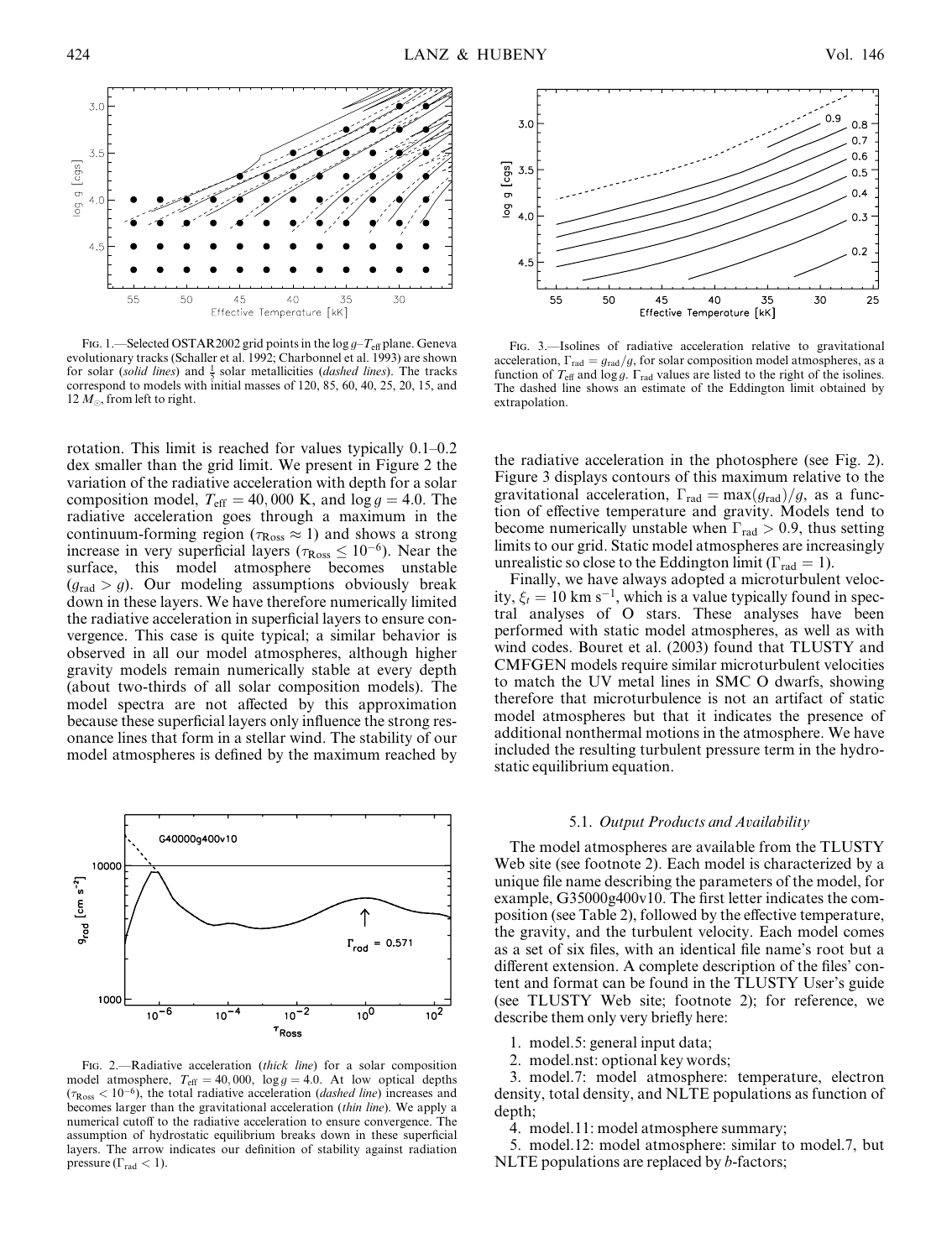FIG. 1.—Selected OSTAR2002 grid points in the log $g$–$T_{\rm eff}$ plane. Geneva evolutionary tracks (Schaller et al. 1992; Charbonnel et al. 1993) are shown for solar (*solid lines*) and $\frac{1}{5}$ solar metallicities (*dashed lines*). The tracks correspond to models with initial masses of 120, 85, 60, 40, 25, 20, 15, and 12 $M_{\odot}$, from left to right.

FIG. 3.—Isolines of radiative acceleration relative to gravitational acceleration, $\Gamma_{\rm rad} = g_{\rm rad}/g$, for solar composition model atmospheres, as a function of $T_{\rm eff}$ and log $g$. $\Gamma_{\rm rad}$ values are listed to the right of the isolines. The dashed line shows an estimate of the Eddington limit obtained by extrapolation.

rotation. This limit is reached for values typically 0.1–0.2 dex smaller than the grid limit. We present in Figure 2 the variation of the radiative acceleration with depth for a solar composition model, $T_{\rm eff} = 40{,}000$ K, and $\log g = 4.0$. The radiative acceleration goes through a maximum in the continuum-forming region ($\tau_{\rm Ross} \approx 1$) and shows a strong increase in very superficial layers ($\tau_{\rm Ross} \leq 10^{-6}$). Near the surface, this model atmosphere becomes unstable ($g_{\rm rad} > g$). Our modeling assumptions obviously break down in these layers. We have therefore numerically limited the radiative acceleration in superficial layers to ensure convergence. This case is quite typical; a similar behavior is observed in all our model atmospheres, although higher gravity models remain numerically stable at every depth (about two-thirds of all solar composition models). The model spectra are not affected by this approximation because these superficial layers only influence the strong resonance lines that form in a stellar wind. The stability of our model atmospheres is defined by the maximum reached by the radiative acceleration in the photosphere (see Fig. 2). Figure 3 displays contours of this maximum relative to the gravitational acceleration, $\Gamma_{\rm rad} = \max(g_{\rm rad})/g$, as a function of effective temperature and gravity. Models tend to become numerically unstable when $\Gamma_{\rm rad} > 0.9$, thus setting limits to our grid. Static model atmospheres are increasingly unrealistic so close to the Eddington limit ($\Gamma_{\rm rad} = 1$).

Finally, we have always adopted a microturbulent velocity, $\xi_t = 10$ km s$^{-1}$, which is a value typically found in spectral analyses of O stars. These analyses have been performed with static model atmospheres, as well as with wind codes. Bouret et al. (2003) found that TLUSTY and CMFGEN models require similar microturbulent velocities to match the UV metal lines in SMC O dwarfs, showing therefore that microturbulence is not an artifact of static model atmospheres but that it indicates the presence of additional nonthermal motions in the atmosphere. We have included the resulting turbulent pressure term in the hydrostatic equilibrium equation.

FIG. 2.—Radiative acceleration (*thick line*) for a solar composition model atmosphere, $T_{\rm eff} = 40{,}000$, $\log g = 4.0$. At low optical depths ($\tau_{\rm Ross} < 10^{-6}$), the total radiative acceleration (*dashed line*) increases and becomes larger than the gravitational acceleration (*thin line*). We apply a numerical cutoff to the radiative acceleration to ensure convergence. The assumption of hydrostatic equilibrium breaks down in these superficial layers. The arrow indicates our definition of stability against radiation pressure ($\Gamma_{\rm rad} < 1$).

### 5.1. *Output Products and Availability*

The model atmospheres are available from the TLUSTY Web site (see footnote 2). Each model is characterized by a unique file name describing the parameters of the model, for example, G35000g400v10. The first letter indicates the composition (see Table 2), followed by the effective temperature, the gravity, and the turbulent velocity. Each model comes as a set of six files, with an identical file name's root but a different extension. A complete description of the files' content and format can be found in the TLUSTY User's guide (see TLUSTY Web site; footnote 2); for reference, we describe them only very briefly here:

1. model.5: general input data;
2. model.nst: optional key words;
3. model.7: model atmosphere: temperature, electron density, total density, and NLTE populations as function of depth;
4. model.11: model atmosphere summary;
5. model.12: model atmosphere: similar to model.7, but NLTE populations are replaced by *b*-factors;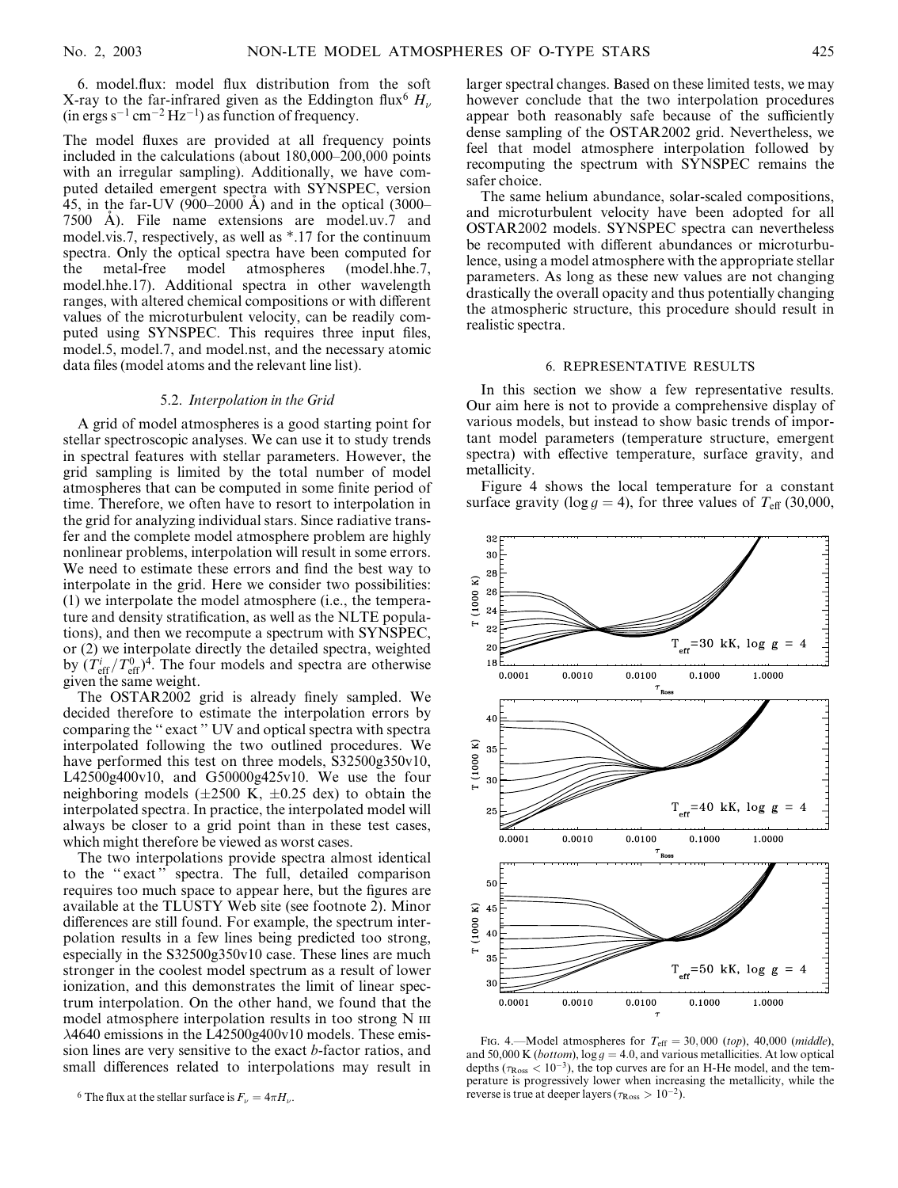6. model.flux: model flux distribution from the soft X-ray to the far-infrared given as the Eddington flux[6] $H_\nu$ (in ergs $s^{-1}$ $cm^{-2}$ $Hz^{-1}$) as function of frequency.

The model fluxes are provided at all frequency points included in the calculations (about 180,000–200,000 points with an irregular sampling). Additionally, we have computed detailed emergent spectra with SYNSPEC, version 45, in the far-UV (900–2000 Å) and in the optical (3000–7500 Å). File name extensions are model.uv.7 and model.vis.7, respectively, as well as *.17 for the continuum spectra. Only the optical spectra have been computed for the metal-free model atmospheres (model.hhe.7, model.hhe.17). Additional spectra in other wavelength ranges, with altered chemical compositions or with different values of the microturbulent velocity, can be readily computed using SYNSPEC. This requires three input files, model.5, model.7, and model.nst, and the necessary atomic data files (model atoms and the relevant line list).

### 5.2. *Interpolation in the Grid*

A grid of model atmospheres is a good starting point for stellar spectroscopic analyses. We can use it to study trends in spectral features with stellar parameters. However, the grid sampling is limited by the total number of model atmospheres that can be computed in some finite period of time. Therefore, we often have to resort to interpolation in the grid for analyzing individual stars. Since radiative transfer and the complete model atmosphere problem are highly nonlinear problems, interpolation will result in some errors. We need to estimate these errors and find the best way to interpolate in the grid. Here we consider two possibilities: (1) we interpolate the model atmosphere (i.e., the temperature and density stratification, as well as the NLTE populations), and then we recompute a spectrum with SYNSPEC, or (2) we interpolate directly the detailed spectra, weighted by $(T^i_{\rm eff}/T^0_{\rm eff})^4$. The four models and spectra are otherwise given the same weight.

The OSTAR2002 grid is already finely sampled. We decided therefore to estimate the interpolation errors by comparing the "exact" UV and optical spectra with spectra interpolated following the two outlined procedures. We have performed this test on three models, S32500g350v10, L42500g400v10, and G50000g425v10. We use the four neighboring models ($\pm 2500$ K, $\pm 0.25$ dex) to obtain the interpolated spectra. In practice, the interpolated model will always be closer to a grid point than in these test cases, which might therefore be viewed as worst cases.

The two interpolations provide spectra almost identical to the "exact" spectra. The full, detailed comparison requires too much space to appear here, but the figures are available at the TLUSTY Web site (see footnote 2). Minor differences are still found. For example, the spectrum interpolation results in a few lines being predicted too strong, especially in the S32500g350v10 case. These lines are much stronger in the coolest model spectrum as a result of lower ionization, and this demonstrates the limit of linear spectrum interpolation. On the other hand, we found that the model atmosphere interpolation results in too strong N III $\lambda 4640$ emissions in the L42500g400v10 models. These emission lines are very sensitive to the exact *b*-factor ratios, and small differences related to interpolations may result in larger spectral changes. Based on these limited tests, we may however conclude that the two interpolation procedures appear both reasonably safe because of the sufficiently dense sampling of the OSTAR2002 grid. Nevertheless, we feel that model atmosphere interpolation followed by recomputing the spectrum with SYNSPEC remains the safer choice.

The same helium abundance, solar-scaled compositions, and microturbulent velocity have been adopted for all OSTAR2002 models. SYNSPEC spectra can nevertheless be recomputed with different abundances or microturbulence, using a model atmosphere with the appropriate stellar parameters. As long as these new values are not changing drastically the overall opacity and thus potentially changing the atmospheric structure, this procedure should result in realistic spectra.

## 6. REPRESENTATIVE RESULTS

In this section we show a few representative results. Our aim here is not to provide a comprehensive display of various models, but instead to show basic trends of important model parameters (temperature structure, emergent spectra) with effective temperature, surface gravity, and metallicity.

Figure 4 shows the local temperature for a constant surface gravity ($\log g = 4$), for three values of $T_{\rm eff}$ (30,000,

FIG. 4.—Model atmospheres for $T_{\rm eff} = 30,000$ (*top*), 40,000 (*middle*), and 50,000 K (*bottom*), $\log g = 4.0$, and various metallicities. At low optical depths ($\tau_{\rm Ross} < 10^{-3}$), the top curves are for an H-He model, and the temperature is progressively lower when increasing the metallicity, while the reverse is true at deeper layers ($\tau_{\rm Ross} > 10^{-2}$).

[6] The flux at the stellar surface is $F_\nu = 4\pi H_\nu$.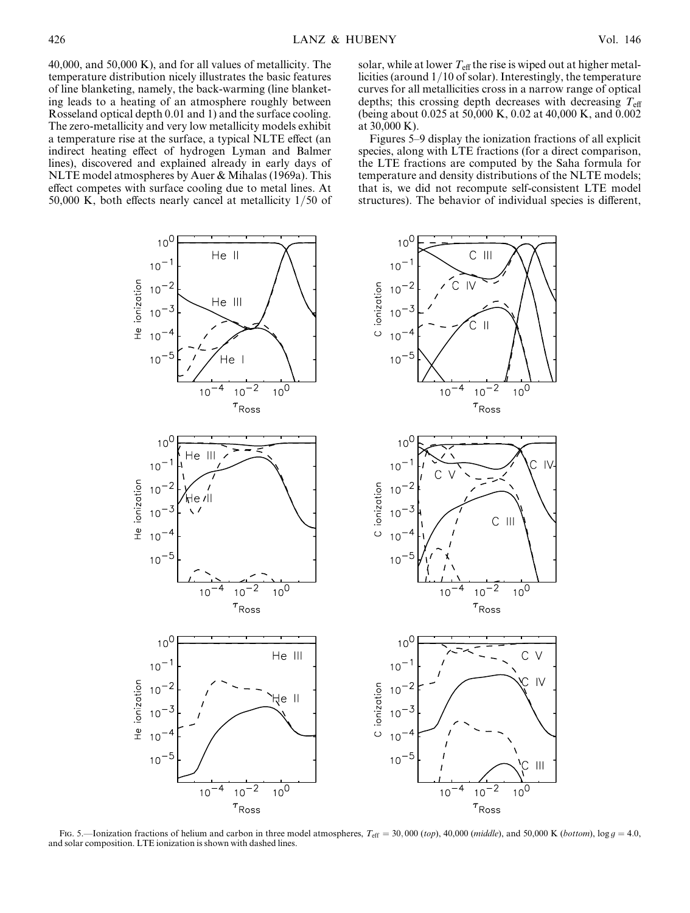40,000, and 50,000 K), and for all values of metallicity. The temperature distribution nicely illustrates the basic features of line blanketing, namely, the back-warming (line blanketing leads to a heating of an atmosphere roughly between Rosseland optical depth 0.01 and 1) and the surface cooling. The zero-metallicity and very low metallicity models exhibit a temperature rise at the surface, a typical NLTE effect (an indirect heating effect of hydrogen Lyman and Balmer lines), discovered and explained already in early days of NLTE model atmospheres by Auer & Mihalas (1969a). This effect competes with surface cooling due to metal lines. At 50,000 K, both effects nearly cancel at metallicity 1/50 of solar, while at lower $T_{\rm eff}$ the rise is wiped out at higher metallicities (around 1/10 of solar). Interestingly, the temperature curves for all metallicities cross in a narrow range of optical depths; this crossing depth decreases with decreasing $T_{\rm eff}$ (being about 0.025 at 50,000 K, 0.02 at 40,000 K, and 0.002 at 30,000 K).

Figures 5–9 display the ionization fractions of all explicit species, along with LTE fractions (for a direct comparison, the LTE fractions are computed by the Saha formula for temperature and density distributions of the NLTE models; that is, we did not recompute self-consistent LTE model structures). The behavior of individual species is different,

FIG. 5.—Ionization fractions of helium and carbon in three model atmospheres, $T_{\rm eff} = 30,000$ (*top*), 40,000 (*middle*), and 50,000 K (*bottom*), $\log g = 4.0$, and solar composition. LTE ionization is shown with dashed lines.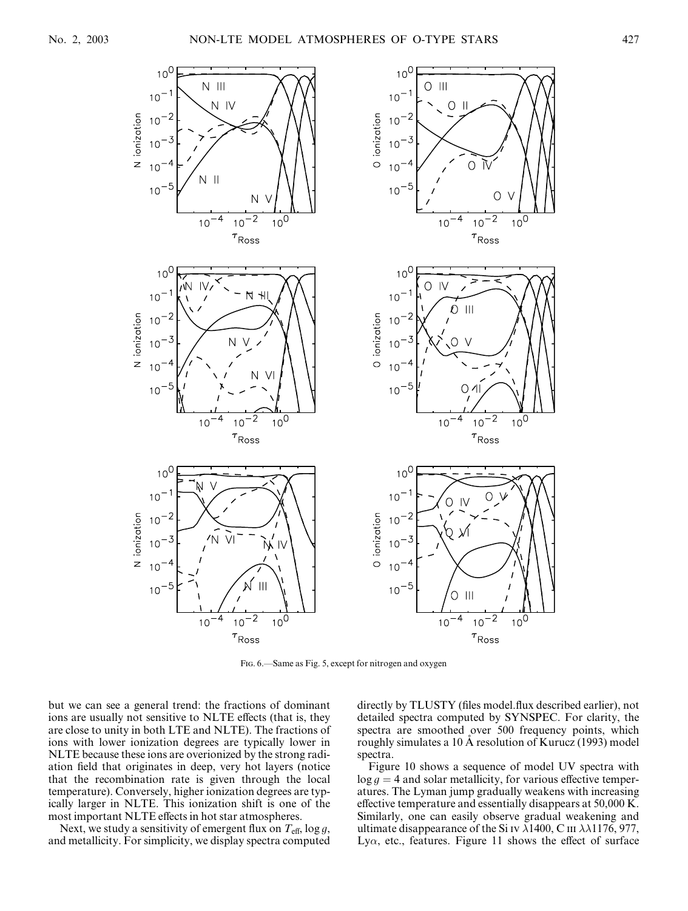FIG. 6.—Same as Fig. 5, except for nitrogen and oxygen

but we can see a general trend: the fractions of dominant ions are usually not sensitive to NLTE effects (that is, they are close to unity in both LTE and NLTE). The fractions of ions with lower ionization degrees are typically lower in NLTE because these ions are overionized by the strong radiation field that originates in deep, very hot layers (notice that the recombination rate is given through the local temperature). Conversely, higher ionization degrees are typically larger in NLTE. This ionization shift is one of the most important NLTE effects in hot star atmospheres.

Next, we study a sensitivity of emergent flux on $T_{\rm eff}$, $\log g$, and metallicity. For simplicity, we display spectra computed directly by TLUSTY (files model.flux described earlier), not detailed spectra computed by SYNSPEC. For clarity, the spectra are smoothed over 500 frequency points, which roughly simulates a 10 Å resolution of Kurucz (1993) model spectra.

Figure 10 shows a sequence of model UV spectra with $\log g = 4$ and solar metallicity, for various effective temperatures. The Lyman jump gradually weakens with increasing effective temperature and essentially disappears at 50,000 K. Similarly, one can easily observe gradual weakening and ultimate disappearance of the Si IV $\lambda$1400, C III $\lambda\lambda$1176, 977, Ly$\alpha$, etc., features. Figure 11 shows the effect of surface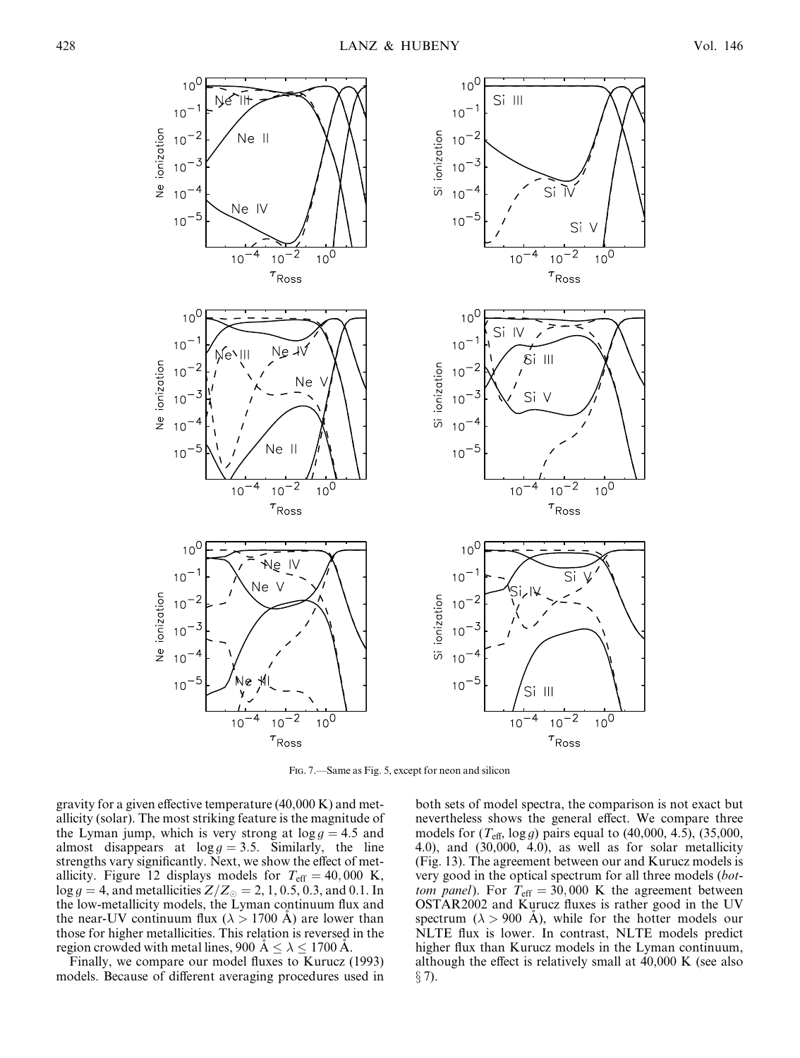Fig. 7.—Same as Fig. 5, except for neon and silicon

gravity for a given effective temperature (40,000 K) and metallicity (solar). The most striking feature is the magnitude of the Lyman jump, which is very strong at $\log g = 4.5$ and almost disappears at $\log g = 3.5$. Similarly, the line strengths vary significantly. Next, we show the effect of metallicity. Figure 12 displays models for $T_{\rm eff} = 40,000$ K, $\log g = 4$, and metallicities $Z/Z_{\odot} = 2, 1, 0.5, 0.3$, and 0.1. In the low-metallicity models, the Lyman continuum flux and the near-UV continuum flux ($\lambda > 1700$ Å) are lower than those for higher metallicities. This relation is reversed in the region crowded with metal lines, 900 Å $\leq \lambda \leq$ 1700 Å.

Finally, we compare our model fluxes to Kurucz (1993) models. Because of different averaging procedures used in both sets of model spectra, the comparison is not exact but nevertheless shows the general effect. We compare three models for ($T_{\rm eff}$, $\log g$) pairs equal to (40,000, 4.5), (35,000, 4.0), and (30,000, 4.0), as well as for solar metallicity (Fig. 13). The agreement between our and Kurucz models is very good in the optical spectrum for all three models (*bottom panel*). For $T_{\rm eff} = 30,000$ K the agreement between OSTAR2002 and Kurucz fluxes is rather good in the UV spectrum ($\lambda > 900$ Å), while for the hotter models our NLTE flux is lower. In contrast, NLTE models predict higher flux than Kurucz models in the Lyman continuum, although the effect is relatively small at 40,000 K (see also § 7).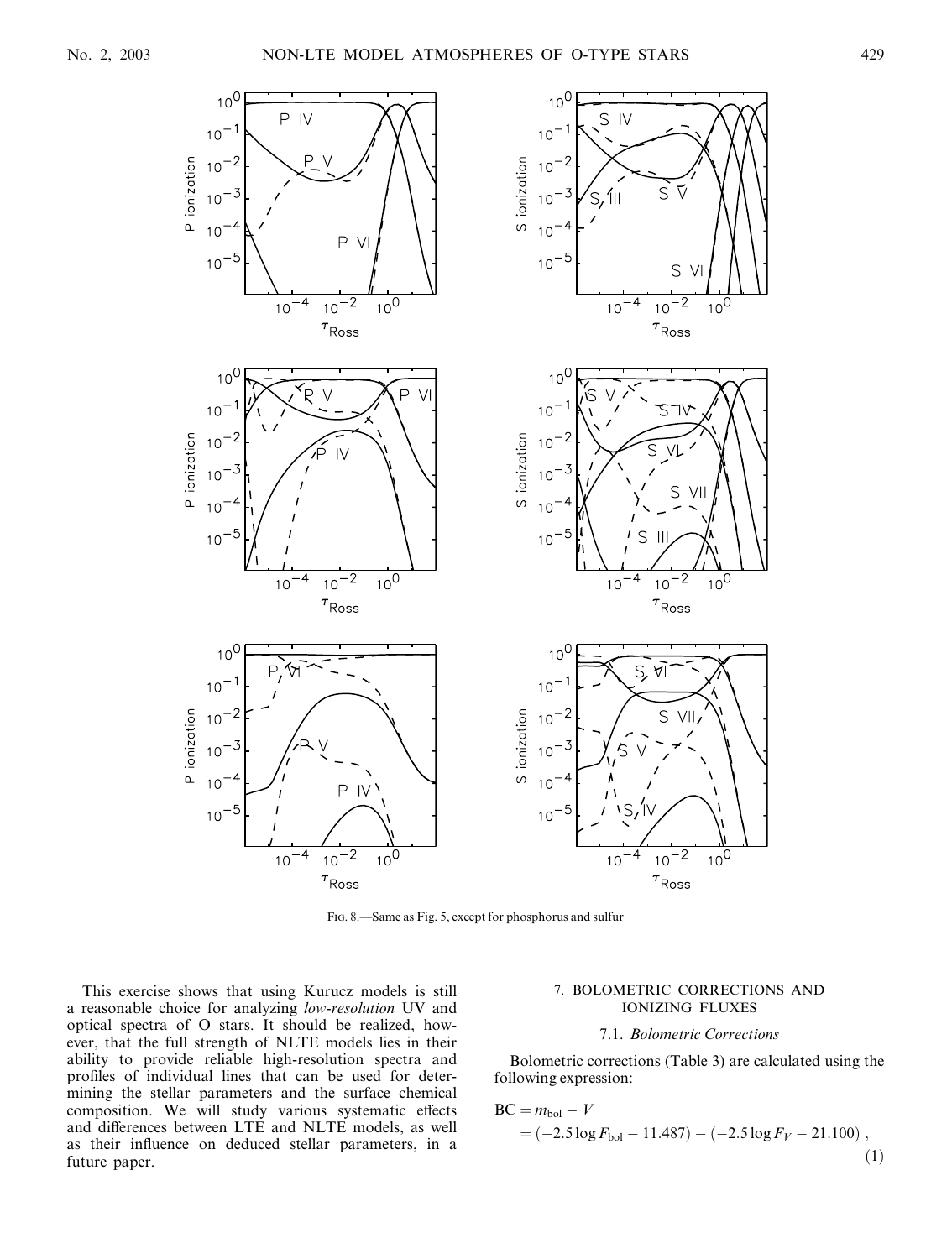Fig. 8.—Same as Fig. 5, except for phosphorus and sulfur

This exercise shows that using Kurucz models is still a reasonable choice for analyzing *low-resolution* UV and optical spectra of O stars. It should be realized, however, that the full strength of NLTE models lies in their ability to provide reliable high-resolution spectra and profiles of individual lines that can be used for determining the stellar parameters and the surface chemical composition. We will study various systematic effects and differences between LTE and NLTE models, as well as their influence on deduced stellar parameters, in a future paper.

## 7. BOLOMETRIC CORRECTIONS AND IONIZING FLUXES

### 7.1. *Bolometric Corrections*

Bolometric corrections (Table 3) are calculated using the following expression:

$$
\begin{aligned}
\mathrm{BC} &= m_{\mathrm{bol}} - V \\
&= (-2.5 \log F_{\mathrm{bol}} - 11.487) - (-2.5 \log F_V - 21.100) \,,
\end{aligned}
\tag{1}
$$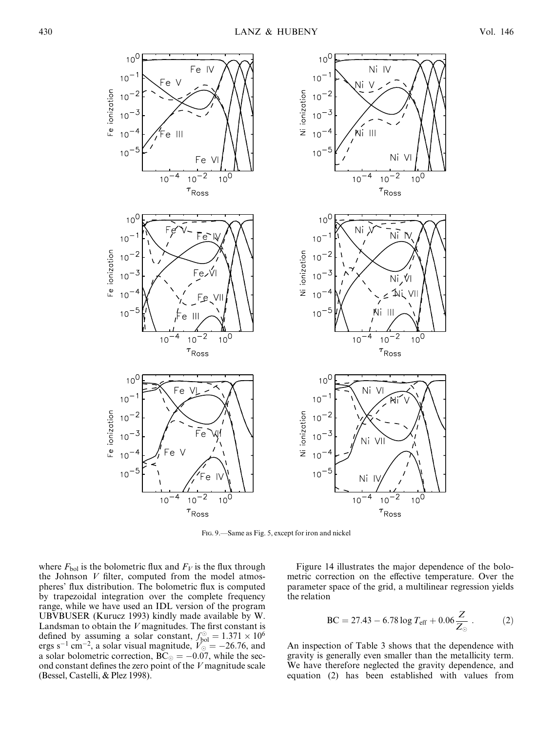Fig. 9.—Same as Fig. 5, except for iron and nickel

where $F_{\rm bol}$ is the bolometric flux and $F_V$ is the flux through the Johnson $V$ filter, computed from the model atmospheres' flux distribution. The bolometric flux is computed by trapezoidal integration over the complete frequency range, while we have used an IDL version of the program UBVBUSER (Kurucz 1993) kindly made available by W. Landsman to obtain the $V$ magnitudes. The first constant is defined by assuming a solar constant, $f_{\rm bol}^{\odot} = 1.371 \times 10^6$ ergs s$^{-1}$ cm$^{-2}$, a solar visual magnitude, $V_{\odot} = -26.76$, and a solar bolometric correction, $\mathrm{BC}_{\odot} = -0.07$, while the second constant defines the zero point of the $V$ magnitude scale (Bessel, Castelli, & Plez 1998).

Figure 14 illustrates the major dependence of the bolometric correction on the effective temperature. Over the parameter space of the grid, a multilinear regression yields the relation

$$\mathrm{BC} = 27.43 - 6.78 \log T_{\rm eff} + 0.06 \frac{Z}{Z_{\odot}} . \tag{2}$$

An inspection of Table 3 shows that the dependence with gravity is generally even smaller than the metallicity term. We have therefore neglected the gravity dependence, and equation (2) has been established with values from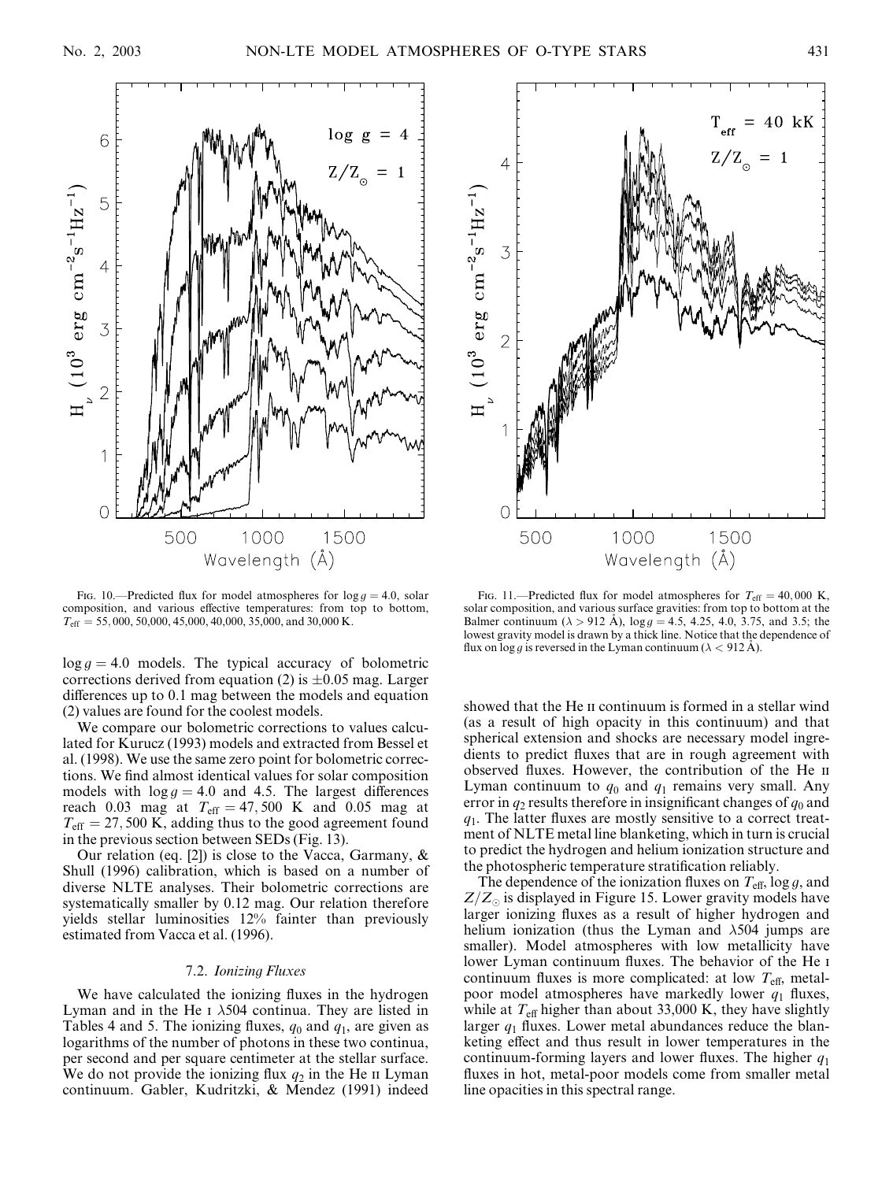FIG. 10.—Predicted flux for model atmospheres for $\log g = 4.0$, solar composition, and various effective temperatures: from top to bottom, $T_{\rm eff} = 55{,}000$, 50,000, 45,000, 40,000, 35,000, and 30,000 K.

FIG. 11.—Predicted flux for model atmospheres for $T_{\rm eff} = 40{,}000$ K, solar composition, and various surface gravities: from top to bottom at the Balmer continuum ($\lambda > 912$ Å), $\log g = 4.5$, 4.25, 4.0, 3.75, and 3.5; the lowest gravity model is drawn by a thick line. Notice that the dependence of flux on $\log g$ is reversed in the Lyman continuum ($\lambda < 912$ Å).

$\log g = 4.0$ models. The typical accuracy of bolometric corrections derived from equation (2) is $\pm 0.05$ mag. Larger differences up to 0.1 mag between the models and equation (2) values are found for the coolest models.

We compare our bolometric corrections to values calculated for Kurucz (1993) models and extracted from Bessel et al. (1998). We use the same zero point for bolometric corrections. We find almost identical values for solar composition models with $\log g = 4.0$ and 4.5. The largest differences reach 0.03 mag at $T_{\rm eff} = 47{,}500$ K and 0.05 mag at $T_{\rm eff} = 27{,}500$ K, adding thus to the good agreement found in the previous section between SEDs (Fig. 13).

Our relation (eq. [2]) is close to the Vacca, Garmany, & Shull (1996) calibration, which is based on a number of diverse NLTE analyses. Their bolometric corrections are systematically smaller by 0.12 mag. Our relation therefore yields stellar luminosities 12% fainter than previously estimated from Vacca et al. (1996).

### 7.2. *Ionizing Fluxes*

We have calculated the ionizing fluxes in the hydrogen Lyman and in the He I $\lambda$504 continua. They are listed in Tables 4 and 5. The ionizing fluxes, $q_0$ and $q_1$, are given as logarithms of the number of photons in these two continua, per second and per square centimeter at the stellar surface. We do not provide the ionizing flux $q_2$ in the He II Lyman continuum. Gabler, Kudritzki, & Mendez (1991) indeed showed that the He II continuum is formed in a stellar wind (as a result of high opacity in this continuum) and that spherical extension and shocks are necessary model ingredients to predict fluxes that are in rough agreement with observed fluxes. However, the contribution of the He II Lyman continuum to $q_0$ and $q_1$ remains very small. Any error in $q_2$ results therefore in insignificant changes of $q_0$ and $q_1$. The latter fluxes are mostly sensitive to a correct treatment of NLTE metal line blanketing, which in turn is crucial to predict the hydrogen and helium ionization structure and the photospheric temperature stratification reliably.

The dependence of the ionization fluxes on $T_{\rm eff}$, $\log g$, and $Z/Z_\odot$ is displayed in Figure 15. Lower gravity models have larger ionizing fluxes as a result of higher hydrogen and helium ionization (thus the Lyman and $\lambda$504 jumps are smaller). Model atmospheres with low metallicity have lower Lyman continuum fluxes. The behavior of the He I continuum fluxes is more complicated: at low $T_{\rm eff}$, metal-poor model atmospheres have markedly lower $q_1$ fluxes, while at $T_{\rm eff}$ higher than about 33,000 K, they have slightly larger $q_1$ fluxes. Lower metal abundances reduce the blanketing effect and thus result in lower temperatures in the continuum-forming layers and lower fluxes. The higher $q_1$ fluxes in hot, metal-poor models come from smaller metal line opacities in this spectral range.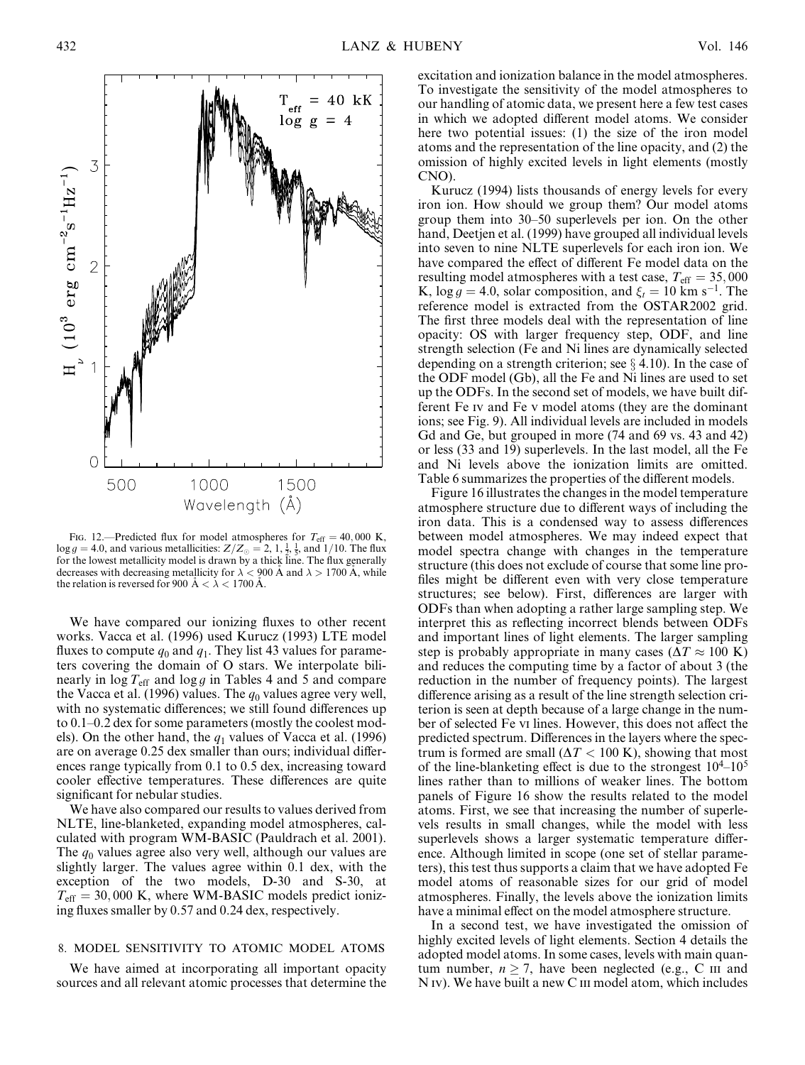FIG. 12.—Predicted flux for model atmospheres for $T_{\rm eff} = 40,000$ K, $\log g = 4.0$, and various metallicities: $Z/Z_\odot = 2, 1, \frac{1}{2}, \frac{1}{5}$, and 1/10. The flux for the lowest metallicity model is drawn by a thick line. The flux generally decreases with decreasing metallicity for $\lambda < 900$ Å and $\lambda > 1700$ Å, while the relation is reversed for 900 Å $< \lambda <$ 1700 Å.

We have compared our ionizing fluxes to other recent works. Vacca et al. (1996) used Kurucz (1993) LTE model fluxes to compute $q_0$ and $q_1$. They list 43 values for parameters covering the domain of O stars. We interpolate bilinearly in $\log T_{\rm eff}$ and $\log g$ in Tables 4 and 5 and compare the Vacca et al. (1996) values. The $q_0$ values agree very well, with no systematic differences; we still found differences up to 0.1–0.2 dex for some parameters (mostly the coolest models). On the other hand, the $q_1$ values of Vacca et al. (1996) are on average 0.25 dex smaller than ours; individual differences range typically from 0.1 to 0.5 dex, increasing toward cooler effective temperatures. These differences are quite significant for nebular studies.

We have also compared our results to values derived from NLTE, line-blanketed, expanding model atmospheres, calculated with program WM-BASIC (Pauldrach et al. 2001). The $q_0$ values agree also very well, although our values are slightly larger. The values agree within 0.1 dex, with the exception of the two models, D-30 and S-30, at $T_{\rm eff} = 30,000$ K, where WM-BASIC models predict ionizing fluxes smaller by 0.57 and 0.24 dex, respectively.

## 8. MODEL SENSITIVITY TO ATOMIC MODEL ATOMS

We have aimed at incorporating all important opacity sources and all relevant atomic processes that determine the excitation and ionization balance in the model atmospheres. To investigate the sensitivity of the model atmospheres to our handling of atomic data, we present here a few test cases in which we adopted different model atoms. We consider here two potential issues: (1) the size of the iron model atoms and the representation of the line opacity, and (2) the omission of highly excited levels in light elements (mostly CNO).

Kurucz (1994) lists thousands of energy levels for every iron ion. How should we group them? Our model atoms group them into 30–50 superlevels per ion. On the other hand, Deetjen et al. (1999) have grouped all individual levels into seven to nine NLTE superlevels for each iron ion. We have compared the effect of different Fe model data on the resulting model atmospheres with a test case, $T_{\rm eff} = 35,000$ K, $\log g = 4.0$, solar composition, and $\xi_t = 10$ km s$^{-1}$. The reference model is extracted from the OSTAR2002 grid. The first three models deal with the representation of line opacity: OS with larger frequency step, ODF, and line strength selection (Fe and Ni lines are dynamically selected depending on a strength criterion; see § 4.10). In the case of the ODF model (Gb), all the Fe and Ni lines are used to set up the ODFs. In the second set of models, we have built different Fe IV and Fe V model atoms (they are the dominant ions; see Fig. 9). All individual levels are included in models Gd and Ge, but grouped in more (74 and 69 vs. 43 and 42) or less (33 and 19) superlevels. In the last model, all the Fe and Ni levels above the ionization limits are omitted. Table 6 summarizes the properties of the different models.

Figure 16 illustrates the changes in the model temperature atmosphere structure due to different ways of including the iron data. This is a condensed way to assess differences between model atmospheres. We may indeed expect that model spectra change with changes in the temperature structure (this does not exclude of course that some line profiles might be different even with very close temperature structures; see below). First, differences are larger with ODFs than when adopting a rather large sampling step. We interpret this as reflecting incorrect blends between ODFs and important lines of light elements. The larger sampling step is probably appropriate in many cases ($\Delta T \approx 100$ K) and reduces the computing time by a factor of about 3 (the reduction in the number of frequency points). The largest difference arising as a result of the line strength selection criterion is seen at depth because of a large change in the number of selected Fe VI lines. However, this does not affect the predicted spectrum. Differences in the layers where the spectrum is formed are small ($\Delta T < 100$ K), showing that most of the line-blanketing effect is due to the strongest $10^4$–$10^5$ lines rather than to millions of weaker lines. The bottom panels of Figure 16 show the results related to the model atoms. First, we see that increasing the number of superlevels results in small changes, while the model with less superlevels shows a larger systematic temperature difference. Although limited in scope (one set of stellar parameters), this test thus supports a claim that we have adopted Fe model atoms of reasonable sizes for our grid of model atmospheres. Finally, the levels above the ionization limits have a minimal effect on the model atmosphere structure.

In a second test, we have investigated the omission of highly excited levels of light elements. Section 4 details the adopted model atoms. In some cases, levels with main quantum number, $n \geq 7$, have been neglected (e.g., C III and N IV). We have built a new C III model atom, which includes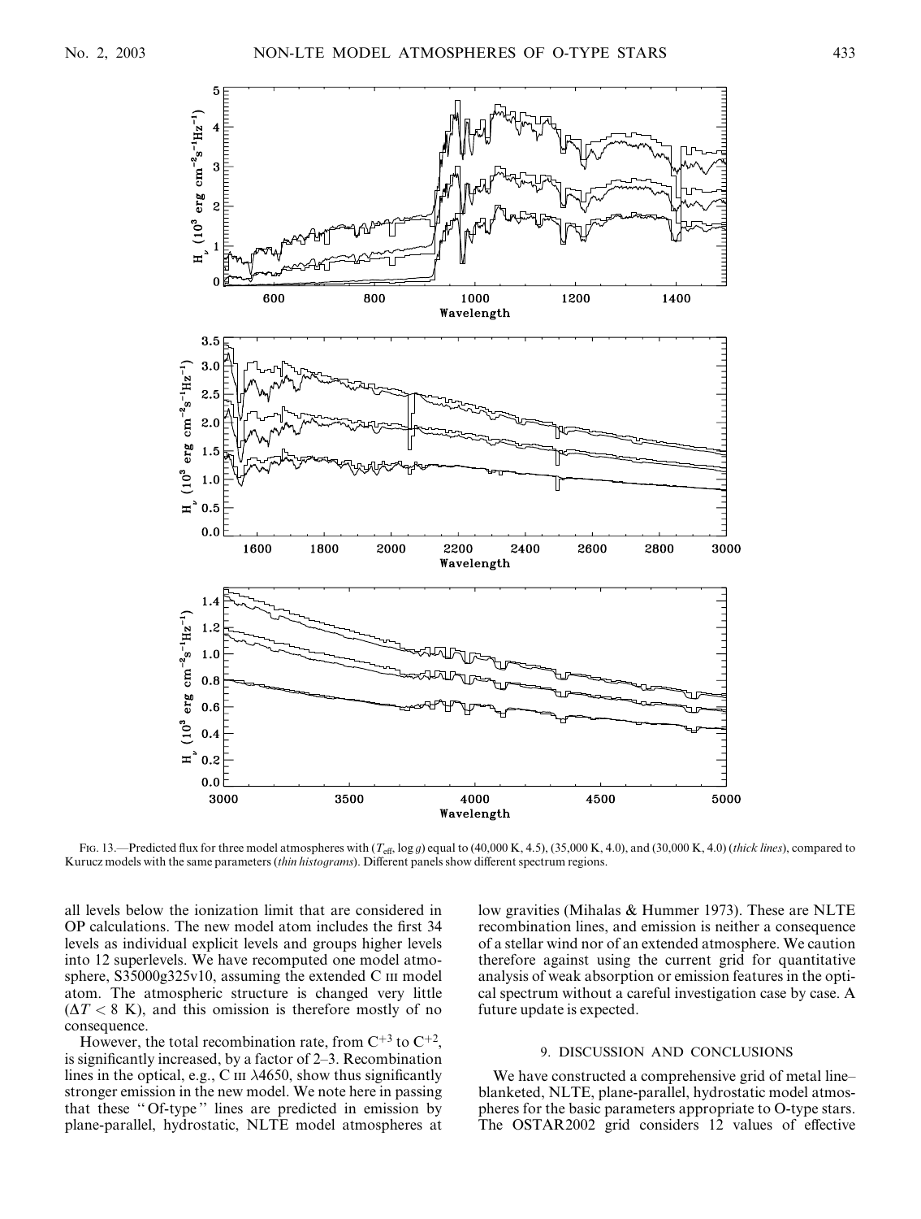Fig. 13.—Predicted flux for three model atmospheres with ($T_{\rm eff}$, $\log g$) equal to (40,000 K, 4.5), (35,000 K, 4.0), and (30,000 K, 4.0) (*thick lines*), compared to Kurucz models with the same parameters (*thin histograms*). Different panels show different spectrum regions.

all levels below the ionization limit that are considered in OP calculations. The new model atom includes the first 34 levels as individual explicit levels and groups higher levels into 12 superlevels. We have recomputed one model atmosphere, S35000g325v10, assuming the extended C III model atom. The atmospheric structure is changed very little ($\Delta T < 8$ K), and this omission is therefore mostly of no consequence.

However, the total recombination rate, from $C^{+3}$ to $C^{+2}$, is significantly increased, by a factor of 2–3. Recombination lines in the optical, e.g., C III $\lambda$4650, show thus significantly stronger emission in the new model. We note here in passing that these "Of-type" lines are predicted in emission by plane-parallel, hydrostatic, NLTE model atmospheres at low gravities (Mihalas & Hummer 1973). These are NLTE recombination lines, and emission is neither a consequence of a stellar wind nor of an extended atmosphere. We caution therefore against using the current grid for quantitative analysis of weak absorption or emission features in the optical spectrum without a careful investigation case by case. A future update is expected.

## 9. DISCUSSION AND CONCLUSIONS

We have constructed a comprehensive grid of metal line–blanketed, NLTE, plane-parallel, hydrostatic model atmospheres for the basic parameters appropriate to O-type stars. The OSTAR2002 grid considers 12 values of effective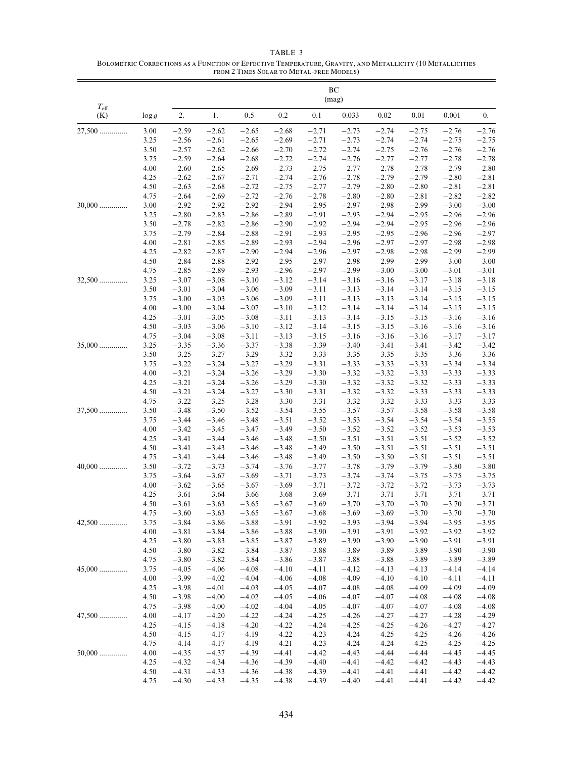TABLE 3

BOLOMETRIC CORRECTIONS AS A FUNCTION OF EFFECTIVE TEMPERATURE, GRAVITY, AND METALLICITY (10 METALLICITIES FROM 2 TIMES SOLAR TO METAL-FREE MODELS)

| $T_{eff}$ (K) | log $g$ | BC (mag) 2. | 1. | 0.5 | 0.2 | 0.1 | 0.033 | 0.02 | 0.01 | 0.001 | 0. |
|---|---|---|---|---|---|---|---|---|---|---|---|
| 27,500 | 3.00 | −2.59 | −2.62 | −2.65 | −2.68 | −2.71 | −2.73 | −2.74 | −2.75 | −2.76 | −2.76 |
| | 3.25 | −2.56 | −2.61 | −2.65 | −2.69 | −2.71 | −2.73 | −2.74 | −2.74 | −2.75 | −2.75 |
| | 3.50 | −2.57 | −2.62 | −2.66 | −2.70 | −2.72 | −2.74 | −2.75 | −2.76 | −2.76 | −2.76 |
| | 3.75 | −2.59 | −2.64 | −2.68 | −2.72 | −2.74 | −2.76 | −2.77 | −2.77 | −2.78 | −2.78 |
| | 4.00 | −2.60 | −2.65 | −2.69 | −2.73 | −2.75 | −2.77 | −2.78 | −2.78 | −2.79 | −2.80 |
| | 4.25 | −2.62 | −2.67 | −2.71 | −2.74 | −2.76 | −2.78 | −2.79 | −2.79 | −2.80 | −2.81 |
| | 4.50 | −2.63 | −2.68 | −2.72 | −2.75 | −2.77 | −2.79 | −2.80 | −2.80 | −2.81 | −2.81 |
| | 4.75 | −2.64 | −2.69 | −2.72 | −2.76 | −2.78 | −2.80 | −2.80 | −2.81 | −2.82 | −2.82 |
| 30,000 | 3.00 | −2.92 | −2.92 | −2.92 | −2.94 | −2.95 | −2.97 | −2.98 | −2.99 | −3.00 | −3.00 |
| | 3.25 | −2.80 | −2.83 | −2.86 | −2.89 | −2.91 | −2.93 | −2.94 | −2.95 | −2.96 | −2.96 |
| | 3.50 | −2.78 | −2.82 | −2.86 | −2.90 | −2.92 | −2.94 | −2.94 | −2.95 | −2.96 | −2.96 |
| | 3.75 | −2.79 | −2.84 | −2.88 | −2.91 | −2.93 | −2.95 | −2.95 | −2.96 | −2.96 | −2.97 |
| | 4.00 | −2.81 | −2.85 | −2.89 | −2.93 | −2.94 | −2.96 | −2.97 | −2.97 | −2.98 | −2.98 |
| | 4.25 | −2.82 | −2.87 | −2.90 | −2.94 | −2.96 | −2.97 | −2.98 | −2.98 | −2.99 | −2.99 |
| | 4.50 | −2.84 | −2.88 | −2.92 | −2.95 | −2.97 | −2.98 | −2.99 | −2.99 | −3.00 | −3.00 |
| | 4.75 | −2.85 | −2.89 | −2.93 | −2.96 | −2.97 | −2.99 | −3.00 | −3.00 | −3.01 | −3.01 |
| 32,500 | 3.25 | −3.07 | −3.08 | −3.10 | −3.12 | −3.14 | −3.16 | −3.16 | −3.17 | −3.18 | −3.18 |
| | 3.50 | −3.01 | −3.04 | −3.06 | −3.09 | −3.11 | −3.13 | −3.14 | −3.14 | −3.15 | −3.15 |
| | 3.75 | −3.00 | −3.03 | −3.06 | −3.09 | −3.11 | −3.13 | −3.13 | −3.14 | −3.15 | −3.15 |
| | 4.00 | −3.00 | −3.04 | −3.07 | −3.10 | −3.12 | −3.14 | −3.14 | −3.14 | −3.15 | −3.15 |
| | 4.25 | −3.01 | −3.05 | −3.08 | −3.11 | −3.13 | −3.14 | −3.15 | −3.15 | −3.16 | −3.16 |
| | 4.50 | −3.03 | −3.06 | −3.10 | −3.12 | −3.14 | −3.15 | −3.15 | −3.16 | −3.16 | −3.16 |
| | 4.75 | −3.04 | −3.08 | −3.11 | −3.13 | −3.15 | −3.16 | −3.16 | −3.16 | −3.17 | −3.17 |
| 35,000 | 3.25 | −3.35 | −3.36 | −3.37 | −3.38 | −3.39 | −3.40 | −3.41 | −3.41 | −3.42 | −3.42 |
| | 3.50 | −3.25 | −3.27 | −3.29 | −3.32 | −3.33 | −3.35 | −3.35 | −3.35 | −3.36 | −3.36 |
| | 3.75 | −3.22 | −3.24 | −3.27 | −3.29 | −3.31 | −3.33 | −3.33 | −3.33 | −3.34 | −3.34 |
| | 4.00 | −3.21 | −3.24 | −3.26 | −3.29 | −3.30 | −3.32 | −3.32 | −3.32 | −3.33 | −3.33 |
| | 4.25 | −3.21 | −3.24 | −3.26 | −3.29 | −3.30 | −3.32 | −3.32 | −3.32 | −3.33 | −3.33 |
| | 4.50 | −3.21 | −3.24 | −3.27 | −3.30 | −3.31 | −3.32 | −3.32 | −3.33 | −3.33 | −3.33 |
| | 4.75 | −3.22 | −3.25 | −3.28 | −3.30 | −3.31 | −3.32 | −3.32 | −3.33 | −3.33 | −3.33 |
| 37,500 | 3.50 | −3.48 | −3.50 | −3.52 | −3.54 | −3.55 | −3.57 | −3.57 | −3.58 | −3.58 | −3.58 |
| | 3.75 | −3.44 | −3.46 | −3.48 | −3.51 | −3.52 | −3.53 | −3.54 | −3.54 | −3.54 | −3.55 |
| | 4.00 | −3.42 | −3.45 | −3.47 | −3.49 | −3.50 | −3.52 | −3.52 | −3.52 | −3.53 | −3.53 |
| | 4.25 | −3.41 | −3.44 | −3.46 | −3.48 | −3.50 | −3.51 | −3.51 | −3.51 | −3.52 | −3.52 |
| | 4.50 | −3.41 | −3.43 | −3.46 | −3.48 | −3.49 | −3.50 | −3.51 | −3.51 | −3.51 | −3.51 |
| | 4.75 | −3.41 | −3.44 | −3.46 | −3.48 | −3.49 | −3.50 | −3.50 | −3.51 | −3.51 | −3.51 |
| 40,000 | 3.50 | −3.72 | −3.73 | −3.74 | −3.76 | −3.77 | −3.78 | −3.79 | −3.79 | −3.80 | −3.80 |
| | 3.75 | −3.64 | −3.67 | −3.69 | −3.71 | −3.73 | −3.74 | −3.74 | −3.75 | −3.75 | −3.75 |
| | 4.00 | −3.62 | −3.65 | −3.67 | −3.69 | −3.71 | −3.72 | −3.72 | −3.72 | −3.73 | −3.73 |
| | 4.25 | −3.61 | −3.64 | −3.66 | −3.68 | −3.69 | −3.71 | −3.71 | −3.71 | −3.71 | −3.71 |
| | 4.50 | −3.61 | −3.63 | −3.65 | −3.67 | −3.69 | −3.70 | −3.70 | −3.70 | −3.70 | −3.71 |
| | 4.75 | −3.60 | −3.63 | −3.65 | −3.67 | −3.68 | −3.69 | −3.69 | −3.70 | −3.70 | −3.70 |
| 42,500 | 3.75 | −3.84 | −3.86 | −3.88 | −3.91 | −3.92 | −3.93 | −3.94 | −3.94 | −3.95 | −3.95 |
| | 4.00 | −3.81 | −3.84 | −3.86 | −3.88 | −3.90 | −3.91 | −3.91 | −3.92 | −3.92 | −3.92 |
| | 4.25 | −3.80 | −3.83 | −3.85 | −3.87 | −3.89 | −3.90 | −3.90 | −3.90 | −3.91 | −3.91 |
| | 4.50 | −3.80 | −3.82 | −3.84 | −3.87 | −3.88 | −3.89 | −3.89 | −3.89 | −3.90 | −3.90 |
| | 4.75 | −3.80 | −3.82 | −3.84 | −3.86 | −3.87 | −3.88 | −3.88 | −3.89 | −3.89 | −3.89 |
| 45,000 | 3.75 | −4.05 | −4.06 | −4.08 | −4.10 | −4.11 | −4.12 | −4.13 | −4.13 | −4.14 | −4.14 |
| | 4.00 | −3.99 | −4.02 | −4.04 | −4.06 | −4.08 | −4.09 | −4.10 | −4.10 | −4.11 | −4.11 |
| | 4.25 | −3.98 | −4.01 | −4.03 | −4.05 | −4.07 | −4.08 | −4.08 | −4.09 | −4.09 | −4.09 |
| | 4.50 | −3.98 | −4.00 | −4.02 | −4.05 | −4.06 | −4.07 | −4.07 | −4.08 | −4.08 | −4.08 |
| | 4.75 | −3.98 | −4.00 | −4.02 | −4.04 | −4.05 | −4.07 | −4.07 | −4.07 | −4.08 | −4.08 |
| 47,500 | 4.00 | −4.17 | −4.20 | −4.22 | −4.24 | −4.25 | −4.26 | −4.27 | −4.27 | −4.28 | −4.29 |
| | 4.25 | −4.15 | −4.18 | −4.20 | −4.22 | −4.24 | −4.25 | −4.25 | −4.26 | −4.27 | −4.27 |
| | 4.50 | −4.15 | −4.17 | −4.19 | −4.22 | −4.23 | −4.24 | −4.25 | −4.25 | −4.26 | −4.26 |
| | 4.75 | −4.14 | −4.17 | −4.19 | −4.21 | −4.23 | −4.24 | −4.24 | −4.25 | −4.25 | −4.25 |
| 50,000 | 4.00 | −4.35 | −4.37 | −4.39 | −4.41 | −4.42 | −4.43 | −4.44 | −4.44 | −4.45 | −4.45 |
| | 4.25 | −4.32 | −4.34 | −4.36 | −4.39 | −4.40 | −4.41 | −4.42 | −4.42 | −4.43 | −4.43 |
| | 4.50 | −4.31 | −4.33 | −4.36 | −4.38 | −4.39 | −4.41 | −4.41 | −4.41 | −4.42 | −4.42 |
| | 4.75 | −4.30 | −4.33 | −4.35 | −4.38 | −4.39 | −4.40 | −4.41 | −4.41 | −4.42 | −4.42 |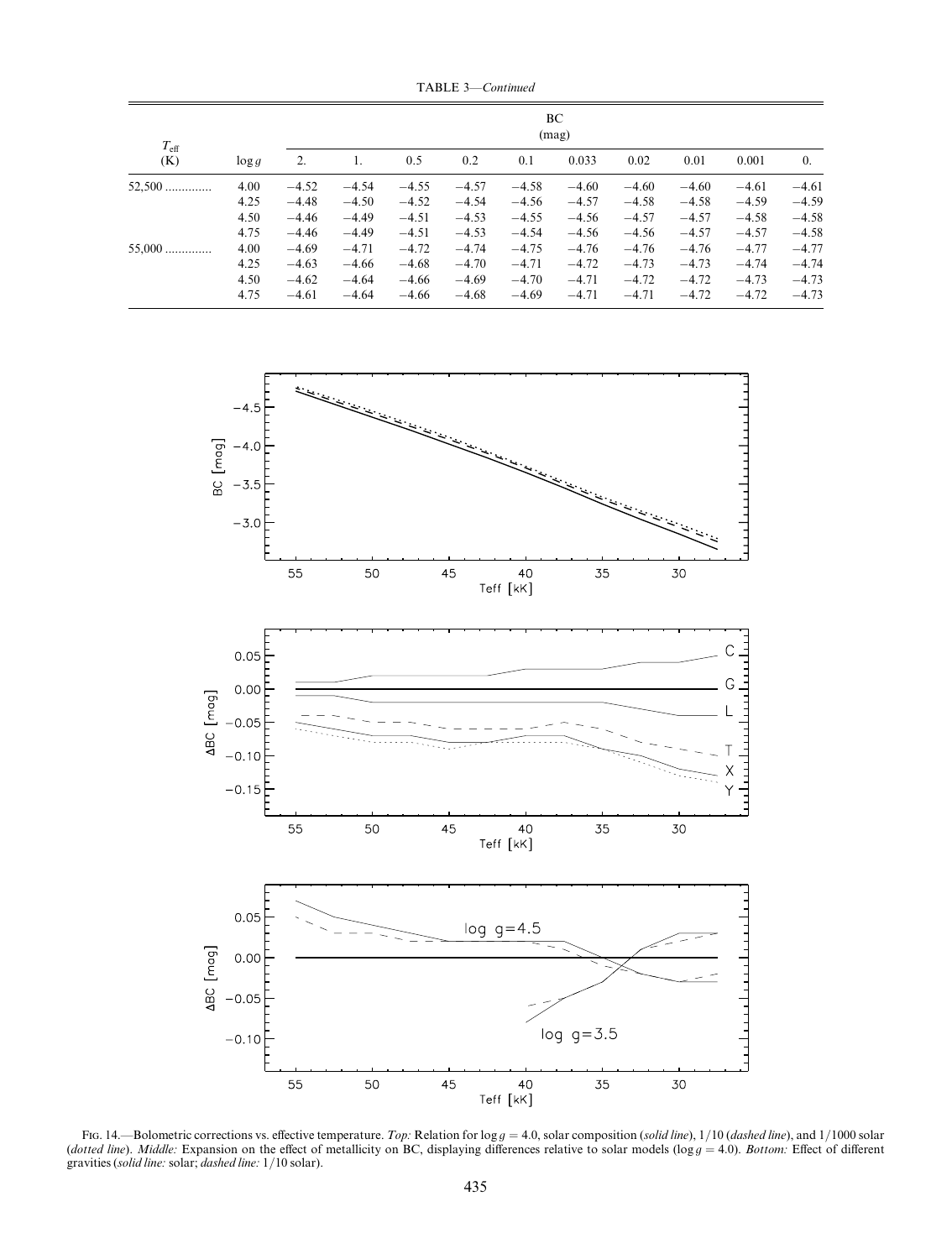TABLE 3—*Continued*

| $T_{eff}$ (K) | log $g$ | BC (mag) | | | | | | | | | |
|---|---|---|---|---|---|---|---|---|---|---|---|
| | | 2. | 1. | 0.5 | 0.2 | 0.1 | 0.033 | 0.02 | 0.01 | 0.001 | 0. |
| 52,500 .............. | 4.00 | −4.52 | −4.54 | −4.55 | −4.57 | −4.58 | −4.60 | −4.60 | −4.60 | −4.61 | −4.61 |
| | 4.25 | −4.48 | −4.50 | −4.52 | −4.54 | −4.56 | −4.57 | −4.58 | −4.58 | −4.59 | −4.59 |
| | 4.50 | −4.46 | −4.49 | −4.51 | −4.53 | −4.55 | −4.56 | −4.56 | −4.57 | −4.58 | −4.58 |
| | 4.75 | −4.46 | −4.49 | −4.51 | −4.53 | −4.54 | −4.56 | −4.56 | −4.57 | −4.57 | −4.58 |
| 55,000 .............. | 4.00 | −4.69 | −4.71 | −4.72 | −4.74 | −4.75 | −4.76 | −4.76 | −4.76 | −4.77 | −4.77 |
| | 4.25 | −4.63 | −4.66 | −4.68 | −4.70 | −4.71 | −4.72 | −4.73 | −4.73 | −4.74 | −4.74 |
| | 4.50 | −4.62 | −4.64 | −4.66 | −4.69 | −4.70 | −4.71 | −4.72 | −4.72 | −4.73 | −4.73 |
| | 4.75 | −4.61 | −4.64 | −4.66 | −4.68 | −4.69 | −4.71 | −4.71 | −4.72 | −4.72 | −4.73 |

Fig. 14.—Bolometric corrections vs. effective temperature. *Top:* Relation for log $g = 4.0$, solar composition (*solid line*), 1/10 (*dashed line*), and 1/1000 solar (*dotted line*). *Middle:* Expansion on the effect of metallicity on BC, displaying differences relative to solar models (log $g = 4.0$). *Bottom:* Effect of different gravities (*solid line:* solar; *dashed line:* 1/10 solar).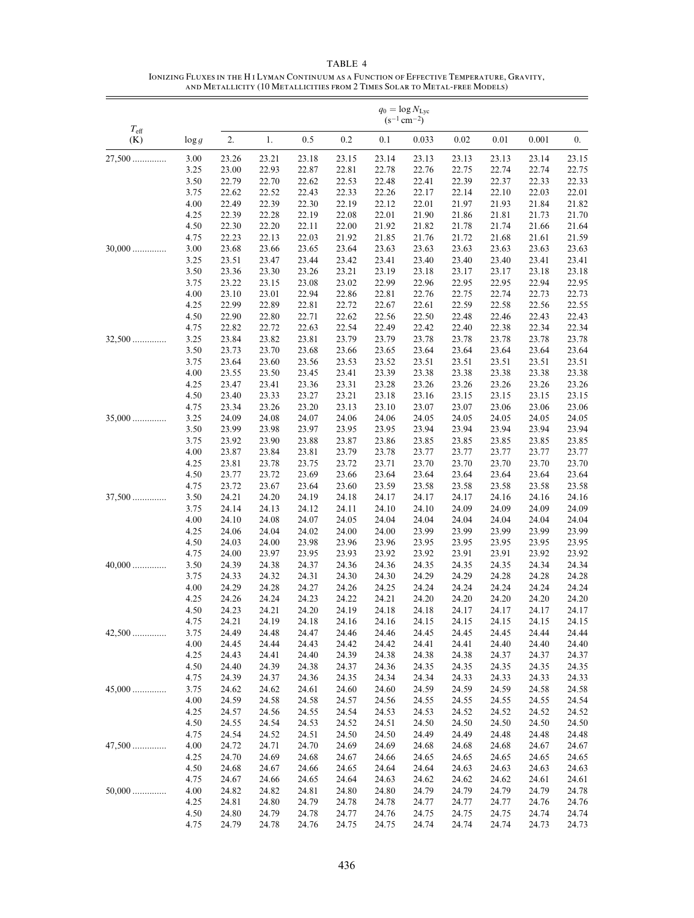TABLE 4

Ionizing Fluxes in the H I Lyman Continuum as a Function of Effective Temperature, Gravity, and Metallicity (10 Metallicities from 2 Times Solar to Metal-free Models)

| $T_{\rm eff}$ (K) | $\log g$ | $q_0 = \log N_{\rm Lyc}$ ($s^{-1}$ $cm^{-2}$) 2. | 1. | 0.5 | 0.2 | 0.1 | 0.033 | 0.02 | 0.01 | 0.001 | 0. |
|---|---|---|---|---|---|---|---|---|---|---|---|
| 27,500 .............. | 3.00 | 23.26 | 23.21 | 23.18 | 23.15 | 23.14 | 23.13 | 23.13 | 23.13 | 23.14 | 23.15 |
| | 3.25 | 23.00 | 22.93 | 22.87 | 22.81 | 22.78 | 22.76 | 22.75 | 22.74 | 22.74 | 22.75 |
| | 3.50 | 22.79 | 22.70 | 22.62 | 22.53 | 22.48 | 22.41 | 22.39 | 22.37 | 22.33 | 22.33 |
| | 3.75 | 22.62 | 22.52 | 22.43 | 22.33 | 22.26 | 22.17 | 22.14 | 22.10 | 22.03 | 22.01 |
| | 4.00 | 22.49 | 22.39 | 22.30 | 22.19 | 22.12 | 22.01 | 21.97 | 21.93 | 21.84 | 21.82 |
| | 4.25 | 22.39 | 22.28 | 22.19 | 22.08 | 22.01 | 21.90 | 21.86 | 21.81 | 21.73 | 21.70 |
| | 4.50 | 22.30 | 22.20 | 22.11 | 22.00 | 21.92 | 21.82 | 21.78 | 21.74 | 21.66 | 21.64 |
| | 4.75 | 22.23 | 22.13 | 22.03 | 21.92 | 21.85 | 21.76 | 21.72 | 21.68 | 21.61 | 21.59 |
| 30,000 .............. | 3.00 | 23.68 | 23.66 | 23.65 | 23.64 | 23.63 | 23.63 | 23.63 | 23.63 | 23.63 | 23.63 |
| | 3.25 | 23.51 | 23.47 | 23.44 | 23.42 | 23.41 | 23.40 | 23.40 | 23.40 | 23.41 | 23.41 |
| | 3.50 | 23.36 | 23.30 | 23.26 | 23.21 | 23.19 | 23.18 | 23.17 | 23.17 | 23.18 | 23.18 |
| | 3.75 | 23.22 | 23.15 | 23.08 | 23.02 | 22.99 | 22.96 | 22.95 | 22.95 | 22.94 | 22.95 |
| | 4.00 | 23.10 | 23.01 | 22.94 | 22.86 | 22.81 | 22.76 | 22.75 | 22.74 | 22.73 | 22.73 |
| | 4.25 | 22.99 | 22.89 | 22.81 | 22.72 | 22.67 | 22.61 | 22.59 | 22.58 | 22.56 | 22.55 |
| | 4.50 | 22.90 | 22.80 | 22.71 | 22.62 | 22.56 | 22.50 | 22.48 | 22.46 | 22.43 | 22.43 |
| | 4.75 | 22.82 | 22.72 | 22.63 | 22.54 | 22.49 | 22.42 | 22.40 | 22.38 | 22.34 | 22.34 |
| 32,500 .............. | 3.25 | 23.84 | 23.82 | 23.81 | 23.79 | 23.79 | 23.78 | 23.78 | 23.78 | 23.78 | 23.78 |
| | 3.50 | 23.73 | 23.70 | 23.68 | 23.66 | 23.65 | 23.64 | 23.64 | 23.64 | 23.64 | 23.64 |
| | 3.75 | 23.64 | 23.60 | 23.56 | 23.53 | 23.52 | 23.51 | 23.51 | 23.51 | 23.51 | 23.51 |
| | 4.00 | 23.55 | 23.50 | 23.45 | 23.41 | 23.39 | 23.38 | 23.38 | 23.38 | 23.38 | 23.38 |
| | 4.25 | 23.47 | 23.41 | 23.36 | 23.31 | 23.28 | 23.26 | 23.26 | 23.26 | 23.26 | 23.26 |
| | 4.50 | 23.40 | 23.33 | 23.27 | 23.21 | 23.18 | 23.16 | 23.15 | 23.15 | 23.15 | 23.15 |
| | 4.75 | 23.34 | 23.26 | 23.20 | 23.13 | 23.10 | 23.07 | 23.07 | 23.06 | 23.06 | 23.06 |
| 35,000 .............. | 3.25 | 24.09 | 24.08 | 24.07 | 24.06 | 24.06 | 24.05 | 24.05 | 24.05 | 24.05 | 24.05 |
| | 3.50 | 23.99 | 23.98 | 23.97 | 23.95 | 23.95 | 23.94 | 23.94 | 23.94 | 23.94 | 23.94 |
| | 3.75 | 23.92 | 23.90 | 23.88 | 23.87 | 23.86 | 23.85 | 23.85 | 23.85 | 23.85 | 23.85 |
| | 4.00 | 23.87 | 23.84 | 23.81 | 23.79 | 23.78 | 23.77 | 23.77 | 23.77 | 23.77 | 23.77 |
| | 4.25 | 23.81 | 23.78 | 23.75 | 23.72 | 23.71 | 23.70 | 23.70 | 23.70 | 23.70 | 23.70 |
| | 4.50 | 23.77 | 23.72 | 23.69 | 23.66 | 23.64 | 23.64 | 23.64 | 23.64 | 23.64 | 23.64 |
| | 4.75 | 23.72 | 23.67 | 23.64 | 23.60 | 23.59 | 23.58 | 23.58 | 23.58 | 23.58 | 23.58 |
| 37,500 .............. | 3.50 | 24.21 | 24.20 | 24.19 | 24.18 | 24.17 | 24.17 | 24.17 | 24.16 | 24.16 | 24.16 |
| | 3.75 | 24.14 | 24.13 | 24.12 | 24.11 | 24.10 | 24.10 | 24.09 | 24.09 | 24.09 | 24.09 |
| | 4.00 | 24.10 | 24.08 | 24.07 | 24.05 | 24.04 | 24.04 | 24.04 | 24.04 | 24.04 | 24.04 |
| | 4.25 | 24.06 | 24.04 | 24.02 | 24.00 | 24.00 | 23.99 | 23.99 | 23.99 | 23.99 | 23.99 |
| | 4.50 | 24.03 | 24.00 | 23.98 | 23.96 | 23.96 | 23.95 | 23.95 | 23.95 | 23.95 | 23.95 |
| | 4.75 | 24.00 | 23.97 | 23.95 | 23.93 | 23.92 | 23.92 | 23.91 | 23.91 | 23.92 | 23.92 |
| 40,000 .............. | 3.50 | 24.39 | 24.38 | 24.37 | 24.36 | 24.36 | 24.35 | 24.35 | 24.35 | 24.34 | 24.34 |
| | 3.75 | 24.33 | 24.32 | 24.31 | 24.30 | 24.30 | 24.29 | 24.29 | 24.28 | 24.28 | 24.28 |
| | 4.00 | 24.29 | 24.28 | 24.27 | 24.26 | 24.25 | 24.24 | 24.24 | 24.24 | 24.24 | 24.24 |
| | 4.25 | 24.26 | 24.24 | 24.23 | 24.22 | 24.21 | 24.20 | 24.20 | 24.20 | 24.20 | 24.20 |
| | 4.50 | 24.23 | 24.21 | 24.20 | 24.19 | 24.18 | 24.18 | 24.17 | 24.17 | 24.17 | 24.17 |
| | 4.75 | 24.21 | 24.19 | 24.18 | 24.16 | 24.16 | 24.15 | 24.15 | 24.15 | 24.15 | 24.15 |
| 42,500 .............. | 3.75 | 24.49 | 24.48 | 24.47 | 24.46 | 24.46 | 24.45 | 24.45 | 24.45 | 24.44 | 24.44 |
| | 4.00 | 24.45 | 24.44 | 24.43 | 24.42 | 24.42 | 24.41 | 24.41 | 24.40 | 24.40 | 24.40 |
| | 4.25 | 24.43 | 24.41 | 24.40 | 24.39 | 24.38 | 24.38 | 24.38 | 24.37 | 24.37 | 24.37 |
| | 4.50 | 24.40 | 24.39 | 24.38 | 24.37 | 24.36 | 24.35 | 24.35 | 24.35 | 24.35 | 24.35 |
| | 4.75 | 24.39 | 24.37 | 24.36 | 24.35 | 24.34 | 24.34 | 24.33 | 24.33 | 24.33 | 24.33 |
| 45,000 .............. | 3.75 | 24.62 | 24.62 | 24.61 | 24.60 | 24.60 | 24.59 | 24.59 | 24.59 | 24.58 | 24.58 |
| | 4.00 | 24.59 | 24.58 | 24.58 | 24.57 | 24.56 | 24.55 | 24.55 | 24.55 | 24.55 | 24.54 |
| | 4.25 | 24.57 | 24.56 | 24.55 | 24.54 | 24.53 | 24.53 | 24.52 | 24.52 | 24.52 | 24.52 |
| | 4.50 | 24.55 | 24.54 | 24.53 | 24.52 | 24.51 | 24.50 | 24.50 | 24.50 | 24.50 | 24.50 |
| | 4.75 | 24.54 | 24.52 | 24.51 | 24.50 | 24.50 | 24.49 | 24.49 | 24.48 | 24.48 | 24.48 |
| 47,500 .............. | 4.00 | 24.72 | 24.71 | 24.70 | 24.69 | 24.69 | 24.68 | 24.68 | 24.68 | 24.67 | 24.67 |
| | 4.25 | 24.70 | 24.69 | 24.68 | 24.67 | 24.66 | 24.65 | 24.65 | 24.65 | 24.65 | 24.65 |
| | 4.50 | 24.68 | 24.67 | 24.66 | 24.65 | 24.64 | 24.64 | 24.63 | 24.63 | 24.63 | 24.63 |
| | 4.75 | 24.67 | 24.66 | 24.65 | 24.64 | 24.63 | 24.62 | 24.62 | 24.62 | 24.61 | 24.61 |
| 50,000 .............. | 4.00 | 24.82 | 24.82 | 24.81 | 24.80 | 24.80 | 24.79 | 24.79 | 24.79 | 24.79 | 24.78 |
| | 4.25 | 24.81 | 24.80 | 24.79 | 24.78 | 24.78 | 24.77 | 24.77 | 24.77 | 24.76 | 24.76 |
| | 4.50 | 24.80 | 24.79 | 24.78 | 24.77 | 24.76 | 24.75 | 24.75 | 24.75 | 24.74 | 24.74 |
| | 4.75 | 24.79 | 24.78 | 24.76 | 24.75 | 24.75 | 24.74 | 24.74 | 24.74 | 24.73 | 24.73 |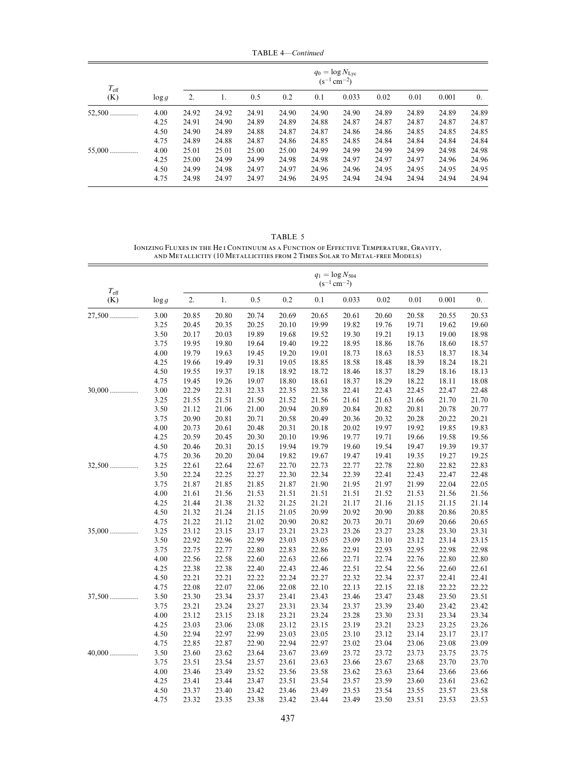TABLE 4—*Continued*

| $T_{eff}$ (K) | log *g* | $q_0 = \log N_{Lyc}$ ($s^{-1}$ $cm^{-2}$) | | | | | | | | | |
|---|---|---|---|---|---|---|---|---|---|---|---|
| | | 2. | 1. | 0.5 | 0.2 | 0.1 | 0.033 | 0.02 | 0.01 | 0.001 | 0. |
| 52,500 .............. | 4.00 | 24.92 | 24.92 | 24.91 | 24.90 | 24.90 | 24.90 | 24.89 | 24.89 | 24.89 | 24.89 |
| | 4.25 | 24.91 | 24.90 | 24.89 | 24.89 | 24.88 | 24.87 | 24.87 | 24.87 | 24.87 | 24.87 |
| | 4.50 | 24.90 | 24.89 | 24.88 | 24.87 | 24.87 | 24.86 | 24.86 | 24.85 | 24.85 | 24.85 |
| | 4.75 | 24.89 | 24.88 | 24.87 | 24.86 | 24.85 | 24.85 | 24.84 | 24.84 | 24.84 | 24.84 |
| 55,000 .............. | 4.00 | 25.01 | 25.01 | 25.00 | 25.00 | 24.99 | 24.99 | 24.99 | 24.99 | 24.98 | 24.98 |
| | 4.25 | 25.00 | 24.99 | 24.99 | 24.98 | 24.98 | 24.97 | 24.97 | 24.97 | 24.96 | 24.96 |
| | 4.50 | 24.99 | 24.98 | 24.97 | 24.97 | 24.96 | 24.96 | 24.95 | 24.95 | 24.95 | 24.95 |
| | 4.75 | 24.98 | 24.97 | 24.97 | 24.96 | 24.95 | 24.94 | 24.94 | 24.94 | 24.94 | 24.94 |

TABLE 5

Ionizing Fluxes in the He I Continuum as a Function of Effective Temperature, Gravity, and Metallicity (10 Metallicities from 2 Times Solar to Metal-free Models)

| $T_{eff}$ (K) | log *g* | $q_1 = \log N_{504}$ ($s^{-1}$ $cm^{-2}$) | | | | | | | | | |
|---|---|---|---|---|---|---|---|---|---|---|---|
| | | 2. | 1. | 0.5 | 0.2 | 0.1 | 0.033 | 0.02 | 0.01 | 0.001 | 0. |
| 27,500 .............. | 3.00 | 20.85 | 20.80 | 20.74 | 20.69 | 20.65 | 20.61 | 20.60 | 20.58 | 20.55 | 20.53 |
| | 3.25 | 20.45 | 20.35 | 20.25 | 20.10 | 19.99 | 19.82 | 19.76 | 19.71 | 19.62 | 19.60 |
| | 3.50 | 20.17 | 20.03 | 19.89 | 19.68 | 19.52 | 19.30 | 19.21 | 19.13 | 19.00 | 18.98 |
| | 3.75 | 19.95 | 19.80 | 19.64 | 19.40 | 19.22 | 18.95 | 18.86 | 18.76 | 18.60 | 18.57 |
| | 4.00 | 19.79 | 19.63 | 19.45 | 19.20 | 19.01 | 18.73 | 18.63 | 18.53 | 18.37 | 18.34 |
| | 4.25 | 19.66 | 19.49 | 19.31 | 19.05 | 18.85 | 18.58 | 18.48 | 18.39 | 18.24 | 18.21 |
| | 4.50 | 19.55 | 19.37 | 19.18 | 18.92 | 18.72 | 18.46 | 18.37 | 18.29 | 18.16 | 18.13 |
| | 4.75 | 19.45 | 19.26 | 19.07 | 18.80 | 18.61 | 18.37 | 18.29 | 18.22 | 18.11 | 18.08 |
| 30,000 .............. | 3.00 | 22.29 | 22.31 | 22.33 | 22.35 | 22.38 | 22.41 | 22.43 | 22.45 | 22.47 | 22.48 |
| | 3.25 | 21.55 | 21.51 | 21.50 | 21.52 | 21.56 | 21.61 | 21.63 | 21.66 | 21.70 | 21.70 |
| | 3.50 | 21.12 | 21.06 | 21.00 | 20.94 | 20.89 | 20.84 | 20.82 | 20.81 | 20.78 | 20.77 |
| | 3.75 | 20.90 | 20.81 | 20.71 | 20.58 | 20.49 | 20.36 | 20.32 | 20.28 | 20.22 | 20.21 |
| | 4.00 | 20.73 | 20.61 | 20.48 | 20.31 | 20.18 | 20.02 | 19.97 | 19.92 | 19.85 | 19.83 |
| | 4.25 | 20.59 | 20.45 | 20.30 | 20.10 | 19.96 | 19.77 | 19.71 | 19.66 | 19.58 | 19.56 |
| | 4.50 | 20.46 | 20.31 | 20.15 | 19.94 | 19.79 | 19.60 | 19.54 | 19.47 | 19.39 | 19.37 |
| | 4.75 | 20.36 | 20.20 | 20.04 | 19.82 | 19.67 | 19.47 | 19.41 | 19.35 | 19.27 | 19.25 |
| 32,500 .............. | 3.25 | 22.61 | 22.64 | 22.67 | 22.70 | 22.73 | 22.77 | 22.78 | 22.80 | 22.82 | 22.83 |
| | 3.50 | 22.24 | 22.25 | 22.27 | 22.30 | 22.34 | 22.39 | 22.41 | 22.43 | 22.47 | 22.48 |
| | 3.75 | 21.87 | 21.85 | 21.85 | 21.87 | 21.90 | 21.95 | 21.97 | 21.99 | 22.04 | 22.05 |
| | 4.00 | 21.61 | 21.56 | 21.53 | 21.51 | 21.51 | 21.51 | 21.52 | 21.53 | 21.56 | 21.56 |
| | 4.25 | 21.44 | 21.38 | 21.32 | 21.25 | 21.21 | 21.17 | 21.16 | 21.15 | 21.15 | 21.14 |
| | 4.50 | 21.32 | 21.24 | 21.15 | 21.05 | 20.99 | 20.92 | 20.90 | 20.88 | 20.86 | 20.85 |
| | 4.75 | 21.22 | 21.12 | 21.02 | 20.90 | 20.82 | 20.73 | 20.71 | 20.69 | 20.66 | 20.65 |
| 35,000 .............. | 3.25 | 23.12 | 23.15 | 23.17 | 23.21 | 23.23 | 23.26 | 23.27 | 23.28 | 23.30 | 23.31 |
| | 3.50 | 22.92 | 22.96 | 22.99 | 23.03 | 23.05 | 23.09 | 23.10 | 23.12 | 23.14 | 23.15 |
| | 3.75 | 22.75 | 22.77 | 22.80 | 22.83 | 22.86 | 22.91 | 22.93 | 22.95 | 22.98 | 22.98 |
| | 4.00 | 22.56 | 22.58 | 22.60 | 22.63 | 22.66 | 22.71 | 22.74 | 22.76 | 22.80 | 22.80 |
| | 4.25 | 22.38 | 22.38 | 22.40 | 22.43 | 22.46 | 22.51 | 22.54 | 22.56 | 22.60 | 22.61 |
| | 4.50 | 22.21 | 22.21 | 22.22 | 22.24 | 22.27 | 22.32 | 22.34 | 22.37 | 22.41 | 22.41 |
| | 4.75 | 22.08 | 22.07 | 22.06 | 22.08 | 22.10 | 22.13 | 22.15 | 22.18 | 22.22 | 22.22 |
| 37,500 .............. | 3.50 | 23.30 | 23.34 | 23.37 | 23.41 | 23.43 | 23.46 | 23.47 | 23.48 | 23.50 | 23.51 |
| | 3.75 | 23.21 | 23.24 | 23.27 | 23.31 | 23.34 | 23.37 | 23.39 | 23.40 | 23.42 | 23.42 |
| | 4.00 | 23.12 | 23.15 | 23.18 | 23.21 | 23.24 | 23.28 | 23.30 | 23.31 | 23.34 | 23.34 |
| | 4.25 | 23.03 | 23.06 | 23.08 | 23.12 | 23.15 | 23.19 | 23.21 | 23.23 | 23.25 | 23.26 |
| | 4.50 | 22.94 | 22.97 | 22.99 | 23.03 | 23.05 | 23.10 | 23.12 | 23.14 | 23.17 | 23.17 |
| | 4.75 | 22.85 | 22.87 | 22.90 | 22.94 | 22.97 | 23.02 | 23.04 | 23.06 | 23.08 | 23.09 |
| 40,000 .............. | 3.50 | 23.60 | 23.62 | 23.64 | 23.67 | 23.69 | 23.72 | 23.72 | 23.73 | 23.75 | 23.75 |
| | 3.75 | 23.51 | 23.54 | 23.57 | 23.61 | 23.63 | 23.66 | 23.67 | 23.68 | 23.70 | 23.70 |
| | 4.00 | 23.46 | 23.49 | 23.52 | 23.56 | 23.58 | 23.62 | 23.63 | 23.64 | 23.66 | 23.66 |
| | 4.25 | 23.41 | 23.44 | 23.47 | 23.51 | 23.54 | 23.57 | 23.59 | 23.60 | 23.61 | 23.62 |
| | 4.50 | 23.37 | 23.40 | 23.42 | 23.46 | 23.49 | 23.53 | 23.54 | 23.55 | 23.57 | 23.58 |
| | 4.75 | 23.32 | 23.35 | 23.38 | 23.42 | 23.44 | 23.49 | 23.50 | 23.51 | 23.53 | 23.53 |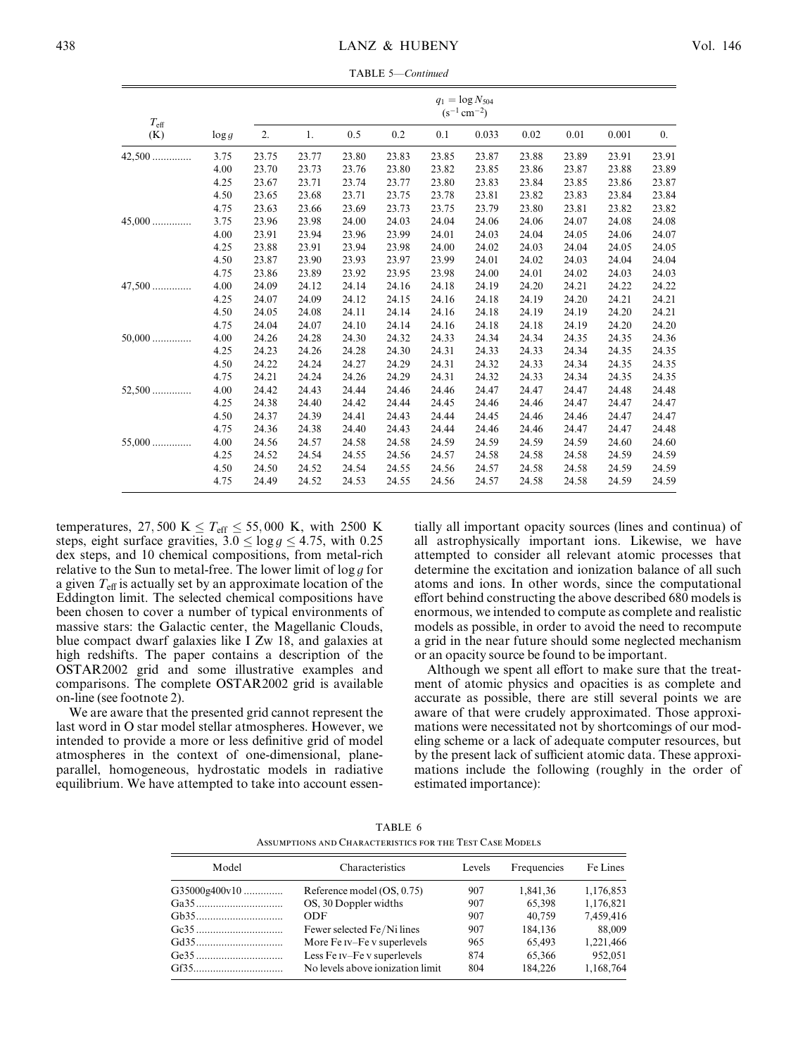TABLE 5—*Continued*

| $T_{\rm eff}$ (K) | $\log g$ | $q_1 = \log N_{504}$ ($\rm s^{-1}\,cm^{-2}$) | | | | | | | | | |
|---|---|---|---|---|---|---|---|---|---|---|---|
| | | 2. | 1. | 0.5 | 0.2 | 0.1 | 0.033 | 0.02 | 0.01 | 0.001 | 0. |
| 42,500 .............. | 3.75 | 23.75 | 23.77 | 23.80 | 23.83 | 23.85 | 23.87 | 23.88 | 23.89 | 23.91 | 23.91 |
| | 4.00 | 23.70 | 23.73 | 23.76 | 23.80 | 23.82 | 23.85 | 23.86 | 23.87 | 23.88 | 23.89 |
| | 4.25 | 23.67 | 23.71 | 23.74 | 23.77 | 23.80 | 23.83 | 23.84 | 23.85 | 23.86 | 23.87 |
| | 4.50 | 23.65 | 23.68 | 23.71 | 23.75 | 23.78 | 23.81 | 23.82 | 23.83 | 23.84 | 23.84 |
| | 4.75 | 23.63 | 23.66 | 23.69 | 23.73 | 23.75 | 23.79 | 23.80 | 23.81 | 23.82 | 23.82 |
| 45,000 .............. | 3.75 | 23.96 | 23.98 | 24.00 | 24.03 | 24.04 | 24.06 | 24.06 | 24.07 | 24.08 | 24.08 |
| | 4.00 | 23.91 | 23.94 | 23.96 | 23.99 | 24.01 | 24.03 | 24.04 | 24.05 | 24.06 | 24.07 |
| | 4.25 | 23.88 | 23.91 | 23.94 | 23.98 | 24.00 | 24.02 | 24.03 | 24.04 | 24.05 | 24.05 |
| | 4.50 | 23.87 | 23.90 | 23.93 | 23.97 | 23.99 | 24.01 | 24.02 | 24.03 | 24.04 | 24.04 |
| | 4.75 | 23.86 | 23.89 | 23.92 | 23.95 | 23.98 | 24.00 | 24.01 | 24.02 | 24.03 | 24.03 |
| 47,500 .............. | 4.00 | 24.09 | 24.12 | 24.14 | 24.16 | 24.18 | 24.19 | 24.20 | 24.21 | 24.22 | 24.22 |
| | 4.25 | 24.07 | 24.09 | 24.12 | 24.15 | 24.16 | 24.18 | 24.19 | 24.20 | 24.21 | 24.21 |
| | 4.50 | 24.05 | 24.08 | 24.11 | 24.14 | 24.16 | 24.18 | 24.19 | 24.19 | 24.20 | 24.21 |
| | 4.75 | 24.04 | 24.07 | 24.10 | 24.14 | 24.16 | 24.18 | 24.18 | 24.19 | 24.20 | 24.20 |
| 50,000 .............. | 4.00 | 24.26 | 24.28 | 24.30 | 24.32 | 24.33 | 24.34 | 24.34 | 24.35 | 24.35 | 24.36 |
| | 4.25 | 24.23 | 24.26 | 24.28 | 24.30 | 24.31 | 24.33 | 24.33 | 24.34 | 24.35 | 24.35 |
| | 4.50 | 24.22 | 24.24 | 24.27 | 24.29 | 24.31 | 24.32 | 24.33 | 24.34 | 24.35 | 24.35 |
| | 4.75 | 24.21 | 24.24 | 24.26 | 24.29 | 24.31 | 24.32 | 24.33 | 24.34 | 24.35 | 24.35 |
| 52,500 .............. | 4.00 | 24.42 | 24.43 | 24.44 | 24.46 | 24.46 | 24.47 | 24.47 | 24.47 | 24.48 | 24.48 |
| | 4.25 | 24.38 | 24.40 | 24.42 | 24.44 | 24.45 | 24.46 | 24.46 | 24.47 | 24.47 | 24.47 |
| | 4.50 | 24.37 | 24.39 | 24.41 | 24.43 | 24.44 | 24.45 | 24.46 | 24.46 | 24.47 | 24.47 |
| | 4.75 | 24.36 | 24.38 | 24.40 | 24.43 | 24.44 | 24.46 | 24.46 | 24.47 | 24.47 | 24.48 |
| 55,000 .............. | 4.00 | 24.56 | 24.57 | 24.58 | 24.58 | 24.59 | 24.59 | 24.59 | 24.59 | 24.60 | 24.60 |
| | 4.25 | 24.52 | 24.54 | 24.55 | 24.56 | 24.57 | 24.58 | 24.58 | 24.58 | 24.59 | 24.59 |
| | 4.50 | 24.50 | 24.52 | 24.54 | 24.55 | 24.56 | 24.57 | 24.58 | 24.58 | 24.59 | 24.59 |
| | 4.75 | 24.49 | 24.52 | 24.53 | 24.55 | 24.56 | 24.57 | 24.58 | 24.58 | 24.59 | 24.59 |

temperatures, $27,500\ {\rm K} \leq T_{\rm eff} \leq 55,000\ {\rm K}$, with 2500 K steps, eight surface gravities, $3.0 \leq \log g \leq 4.75$, with 0.25 dex steps, and 10 chemical compositions, from metal-rich relative to the Sun to metal-free. The lower limit of $\log g$ for a given $T_{\rm eff}$ is actually set by an approximate location of the Eddington limit. The selected chemical compositions have been chosen to cover a number of typical environments of massive stars: the Galactic center, the Magellanic Clouds, blue compact dwarf galaxies like I Zw 18, and galaxies at high redshifts. The paper contains a description of the OSTAR2002 grid and some illustrative examples and comparisons. The complete OSTAR2002 grid is available on-line (see footnote 2).

We are aware that the presented grid cannot represent the last word in O star model stellar atmospheres. However, we intended to provide a more or less definitive grid of model atmospheres in the context of one-dimensional, plane-parallel, homogeneous, hydrostatic models in radiative equilibrium. We have attempted to take into account essentially all important opacity sources (lines and continua) of all astrophysically important ions. Likewise, we have attempted to consider all relevant atomic processes that determine the excitation and ionization balance of all such atoms and ions. In other words, since the computational effort behind constructing the above described 680 models is enormous, we intended to compute as complete and realistic models as possible, in order to avoid the need to recompute a grid in the near future should some neglected mechanism or an opacity source be found to be important.

Although we spent all effort to make sure that the treatment of atomic physics and opacities is as complete and accurate as possible, there are still several points we are aware of that were crudely approximated. Those approximations were necessitated not by shortcomings of our modeling scheme or a lack of adequate computer resources, but by the present lack of sufficient atomic data. These approximations include the following (roughly in the order of estimated importance):

TABLE 6
Assumptions and Characteristics for the Test Case Models

| Model | Characteristics | Levels | Frequencies | Fe Lines |
|---|---|---|---|---|
| G35000g400v10 .............. | Reference model (OS, 0.75) | 907 | 1,841,36 | 1,176,853 |
| Ga35 .............................. | OS, 30 Doppler widths | 907 | 65,398 | 1,176,821 |
| Gb35 .............................. | ODF | 907 | 40,759 | 7,459,416 |
| Gc35 .............................. | Fewer selected Fe/Ni lines | 907 | 184,136 | 88,009 |
| Gd35 .............................. | More Fe IV–Fe V superlevels | 965 | 65,493 | 1,221,466 |
| Ge35 .............................. | Less Fe IV–Fe V superlevels | 874 | 65,366 | 952,051 |
| Gf35 .............................. | No levels above ionization limit | 804 | 184,226 | 1,168,764 |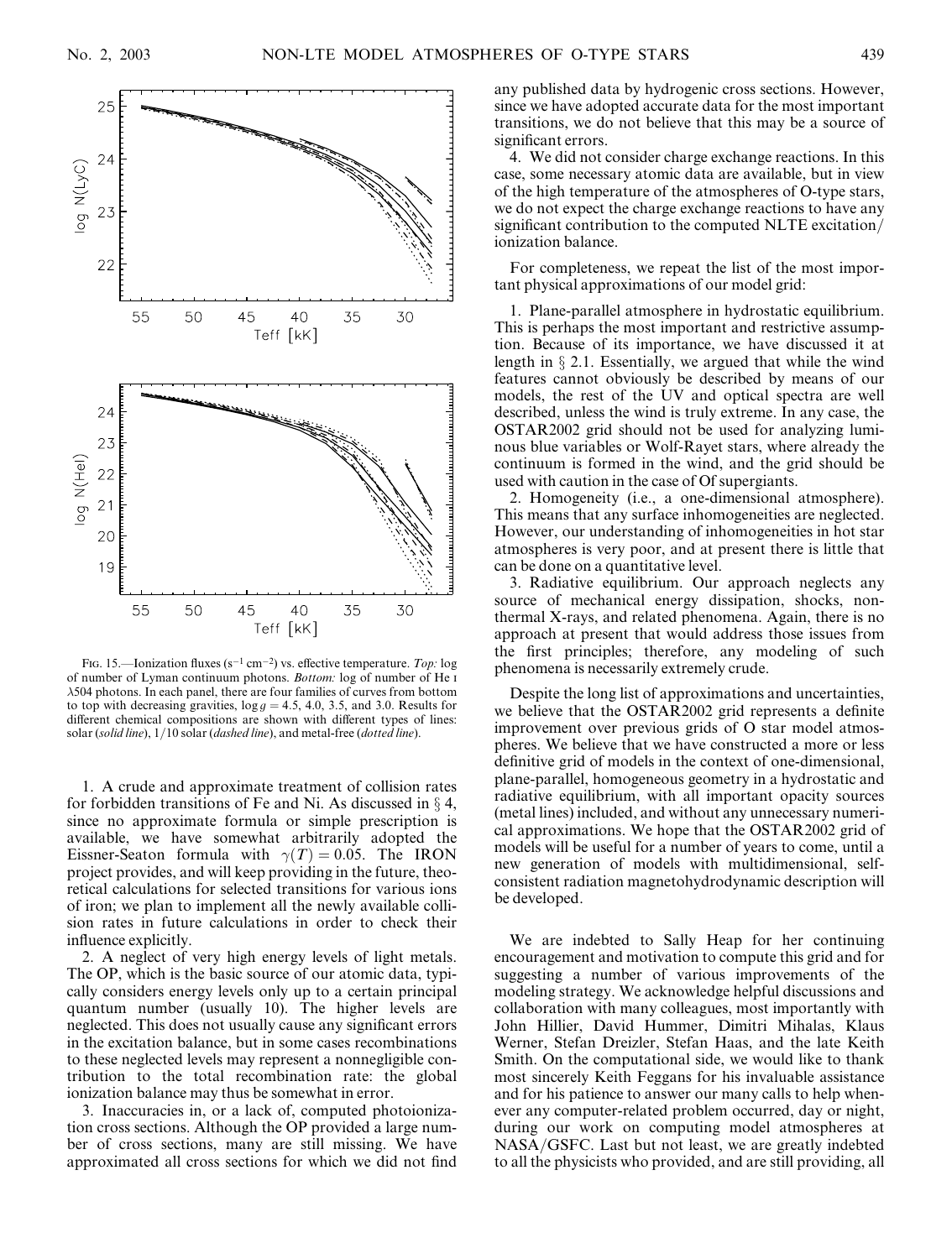Fig. 15.—Ionization fluxes ($s^{-1}$ $cm^{-2}$) vs. effective temperature. *Top:* log of number of Lyman continuum photons. *Bottom:* log of number of He I $\lambda$504 photons. In each panel, there are four families of curves from bottom to top with decreasing gravities, $\log g = 4.5$, 4.0, 3.5, and 3.0. Results for different chemical compositions are shown with different types of lines: solar (*solid line*), 1/10 solar (*dashed line*), and metal-free (*dotted line*).

1. A crude and approximate treatment of collision rates for forbidden transitions of Fe and Ni. As discussed in § 4, since no approximate formula or simple prescription is available, we have somewhat arbitrarily adopted the Eissner-Seaton formula with $\gamma(T) = 0.05$. The IRON project provides, and will keep providing in the future, theoretical calculations for selected transitions for various ions of iron; we plan to implement all the newly available collision rates in future calculations in order to check their influence explicitly.

2. A neglect of very high energy levels of light metals. The OP, which is the basic source of our atomic data, typically considers energy levels only up to a certain principal quantum number (usually 10). The higher levels are neglected. This does not usually cause any significant errors in the excitation balance, but in some cases recombinations to these neglected levels may represent a nonnegligible contribution to the total recombination rate: the global ionization balance may thus be somewhat in error.

3. Inaccuracies in, or a lack of, computed photoionization cross sections. Although the OP provided a large number of cross sections, many are still missing. We have approximated all cross sections for which we did not find any published data by hydrogenic cross sections. However, since we have adopted accurate data for the most important transitions, we do not believe that this may be a source of significant errors.

4. We did not consider charge exchange reactions. In this case, some necessary atomic data are available, but in view of the high temperature of the atmospheres of O-type stars, we do not expect the charge exchange reactions to have any significant contribution to the computed NLTE excitation/ionization balance.

For completeness, we repeat the list of the most important physical approximations of our model grid:

1. Plane-parallel atmosphere in hydrostatic equilibrium. This is perhaps the most important and restrictive assumption. Because of its importance, we have discussed it at length in § 2.1. Essentially, we argued that while the wind features cannot obviously be described by means of our models, the rest of the UV and optical spectra are well described, unless the wind is truly extreme. In any case, the OSTAR2002 grid should not be used for analyzing luminous blue variables or Wolf-Rayet stars, where already the continuum is formed in the wind, and the grid should be used with caution in the case of Of supergiants.

2. Homogeneity (i.e., a one-dimensional atmosphere). This means that any surface inhomogeneities are neglected. However, our understanding of inhomogeneities in hot star atmospheres is very poor, and at present there is little that can be done on a quantitative level.

3. Radiative equilibrium. Our approach neglects any source of mechanical energy dissipation, shocks, nonthermal X-rays, and related phenomena. Again, there is no approach at present that would address those issues from the first principles; therefore, any modeling of such phenomena is necessarily extremely crude.

Despite the long list of approximations and uncertainties, we believe that the OSTAR2002 grid represents a definite improvement over previous grids of O star model atmospheres. We believe that we have constructed a more or less definitive grid of models in the context of one-dimensional, plane-parallel, homogeneous geometry in a hydrostatic and radiative equilibrium, with all important opacity sources (metal lines) included, and without any unnecessary numerical approximations. We hope that the OSTAR2002 grid of models will be useful for a number of years to come, until a new generation of models with multidimensional, self-consistent radiation magnetohydrodynamic description will be developed.

We are indebted to Sally Heap for her continuing encouragement and motivation to compute this grid and for suggesting a number of various improvements of the modeling strategy. We acknowledge helpful discussions and collaboration with many colleagues, most importantly with John Hillier, David Hummer, Dimitri Mihalas, Klaus Werner, Stefan Dreizler, Stefan Haas, and the late Keith Smith. On the computational side, we would like to thank most sincerely Keith Feggans for his invaluable assistance and for his patience to answer our many calls to help whenever any computer-related problem occurred, day or night, during our work on computing model atmospheres at NASA/GSFC. Last but not least, we are greatly indebted to all the physicists who provided, and are still providing, all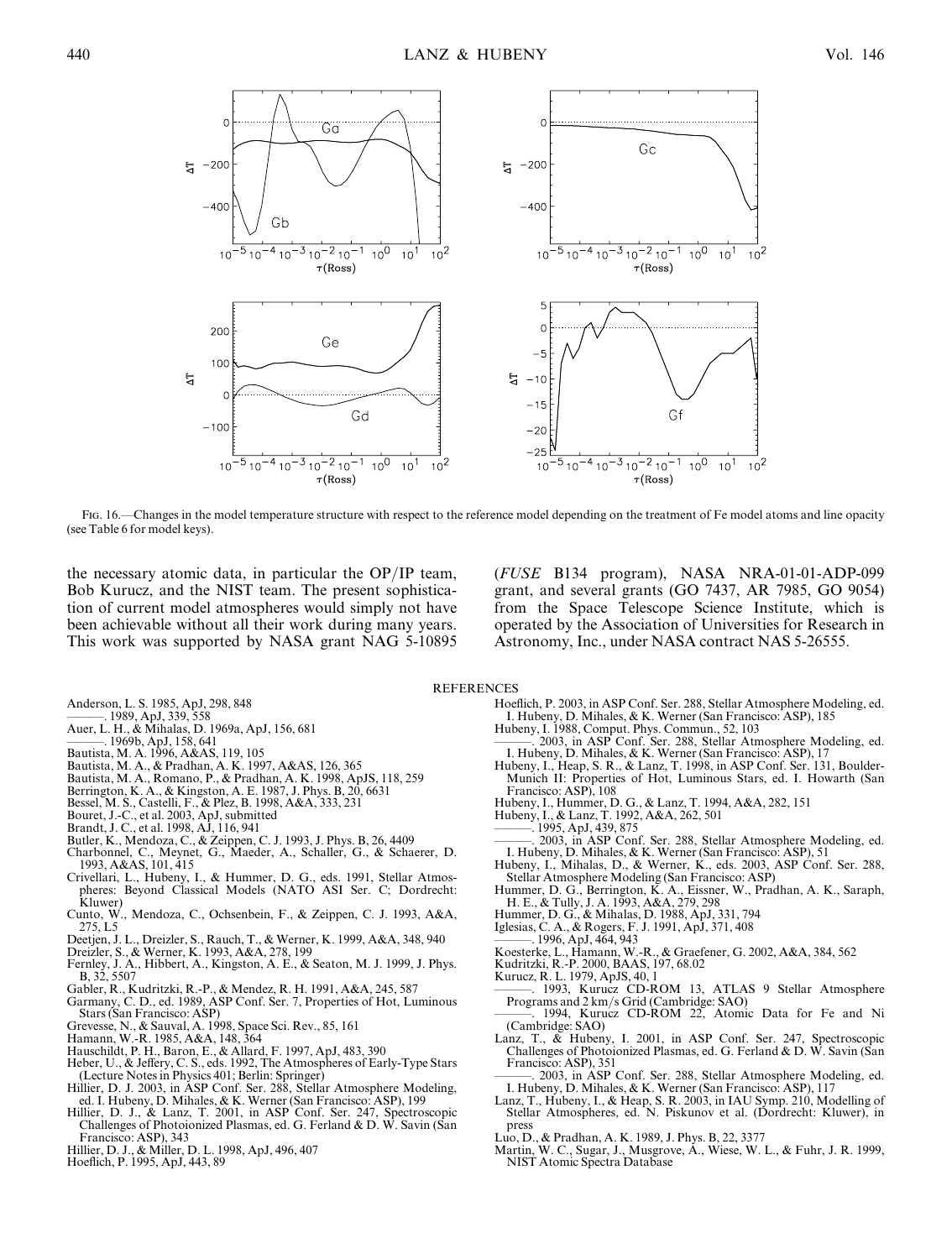Fig. 16.—Changes in the model temperature structure with respect to the reference model depending on the treatment of Fe model atoms and line opacity (see Table 6 for model keys).

the necessary atomic data, in particular the OP/IP team, Bob Kurucz, and the NIST team. The present sophistication of current model atmospheres would simply not have been achievable without all their work during many years. This work was supported by NASA grant NAG 5-10895 (*FUSE* B134 program), NASA NRA-01-01-ADP-099 grant, and several grants (GO 7437, AR 7985, GO 9054) from the Space Telescope Science Institute, which is operated by the Association of Universities for Research in Astronomy, Inc., under NASA contract NAS 5-26555.

## REFERENCES

Anderson, L. S. 1985, ApJ, 298, 848
———. 1989, ApJ, 339, 558
Auer, L. H., & Mihalas, D. 1969a, ApJ, 156, 681
———. 1969b, ApJ, 158, 641
Bautista, M. A. 1996, A&AS, 119, 105
Bautista, M. A., & Pradhan, A. K. 1997, A&AS, 126, 365
Bautista, M. A., Romano, P., & Pradhan, A. K. 1998, ApJS, 118, 259
Berrington, K. A., & Kingston, A. E. 1987, J. Phys. B, 20, 6631
Bessel, M. S., Castelli, F., & Plez, B. 1998, A&A, 333, 231
Bouret, J.-C., et al. 2003, ApJ, submitted
Brandt, J. C., et al. 1998, AJ, 116, 941
Butler, K., Mendoza, C., & Zeippen, C. J. 1993, J. Phys. B, 26, 4409
Charbonnel, C., Meynet, G., Maeder, A., Schaller, G., & Schaerer, D. 1993, A&AS, 101, 415
Crivellari, L., Hubeny, I., & Hummer, D. G., eds. 1991, Stellar Atmospheres: Beyond Classical Models (NATO ASI Ser. C; Dordrecht: Kluwer)
Cunto, W., Mendoza, C., Ochsenbein, F., & Zeippen, C. J. 1993, A&A, 275, L5
Deetjen, J. L., Dreizler, S., Rauch, T., & Werner, K. 1999, A&A, 348, 940
Dreizler, S., & Werner, K. 1993, A&A, 278, 199
Fernley, J. A., Hibbert, A., Kingston, A. E., & Seaton, M. J. 1999, J. Phys. B, 32, 5507
Gabler, R., Kudritzki, R.-P., & Mendez, R. H. 1991, A&A, 245, 587
Garmany, C. D., ed. 1989, ASP Conf. Ser. 7, Properties of Hot, Luminous Stars (San Francisco: ASP)
Grevesse, N., & Sauval, A. 1998, Space Sci. Rev., 85, 161
Hamann, W.-R. 1985, A&A, 148, 364
Hauschildt, P. H., Baron, E., & Allard, F. 1997, ApJ, 483, 390
Heber, U., & Jeffery, C. S., eds. 1992, The Atmospheres of Early-Type Stars (Lecture Notes in Physics 401; Berlin: Springer)
Hillier, D. J. 2003, in ASP Conf. Ser. 288, Stellar Atmosphere Modeling, ed. I. Hubeny, D. Mihales, & K. Werner (San Francisco: ASP), 199
Hillier, D. J., & Lanz, T. 2001, in ASP Conf. Ser. 247, Spectroscopic Challenges of Photoionized Plasmas, ed. G. Ferland & D. W. Savin (San Francisco: ASP), 343
Hillier, D. J., & Miller, D. L. 1998, ApJ, 496, 407
Hoeflich, P. 1995, ApJ, 443, 89
Hoeflich, P. 2003, in ASP Conf. Ser. 288, Stellar Atmosphere Modeling, ed. I. Hubeny, D. Mihales, & K. Werner (San Francisco: ASP), 185
Hubeny, I. 1988, Comput. Phys. Commun., 52, 103
———. 2003, in ASP Conf. Ser. 288, Stellar Atmosphere Modeling, ed. I. Hubeny, D. Mihales, & K. Werner (San Francisco: ASP), 17
Hubeny, I., Heap, S. R., & Lanz, T. 1998, in ASP Conf. Ser. 131, Boulder-Munich II: Properties of Hot, Luminous Stars, ed. I. Howarth (San Francisco: ASP), 108
Hubeny, I., Hummer, D. G., & Lanz, T. 1994, A&A, 282, 151
Hubeny, I., & Lanz, T. 1992, A&A, 262, 501
———. 1995, ApJ, 439, 875
———. 2003, in ASP Conf. Ser. 288, Stellar Atmosphere Modeling, ed. I. Hubeny, D. Mihales, & K. Werner (San Francisco: ASP), 51
Hubeny, I., Mihalas, D., & Werner, K., eds. 2003, ASP Conf. Ser. 288, Stellar Atmosphere Modeling (San Francisco: ASP)
Hummer, D. G., Berrington, K. A., Eissner, W., Pradhan, A. K., Saraph, H. E., & Tully, J. A. 1993, A&A, 279, 298
Hummer, D. G., & Mihalas, D. 1988, ApJ, 331, 794
Iglesias, C. A., & Rogers, F. J. 1991, ApJ, 371, 408
———. 1996, ApJ, 464, 943
Koesterke, L., Hamann, W.-R., & Graefener, G. 2002, A&A, 384, 562
Kudritzki, R.-P. 2000, BAAS, 197, 68.02
Kurucz, R. L. 1979, ApJS, 40, 1
———. 1993, Kurucz CD-ROM 13, ATLAS 9 Stellar Atmosphere Programs and 2 km/s Grid (Cambridge: SAO)
———. 1994, Kurucz CD-ROM 22, Atomic Data for Fe and Ni (Cambridge: SAO)
Lanz, T., & Hubeny, I. 2001, in ASP Conf. Ser. 247, Spectroscopic Challenges of Photoionized Plasmas, ed. G. Ferland & D. W. Savin (San Francisco: ASP), 351
———. 2003, in ASP Conf. Ser. 288, Stellar Atmosphere Modeling, ed. I. Hubeny, D. Mihales, & K. Werner (San Francisco: ASP), 117
Lanz, T., Hubeny, I., & Heap, S. R. 2003, in IAU Symp. 210, Modelling of Stellar Atmospheres, ed. N. Piskunov et al. (Dordrecht: Kluwer), in press
Luo, D., & Pradhan, A. K. 1989, J. Phys. B, 22, 3377
Martin, W. C., Sugar, J., Musgrove, A., Wiese, W. L., & Fuhr, J. R. 1999, NIST Atomic Spectra Database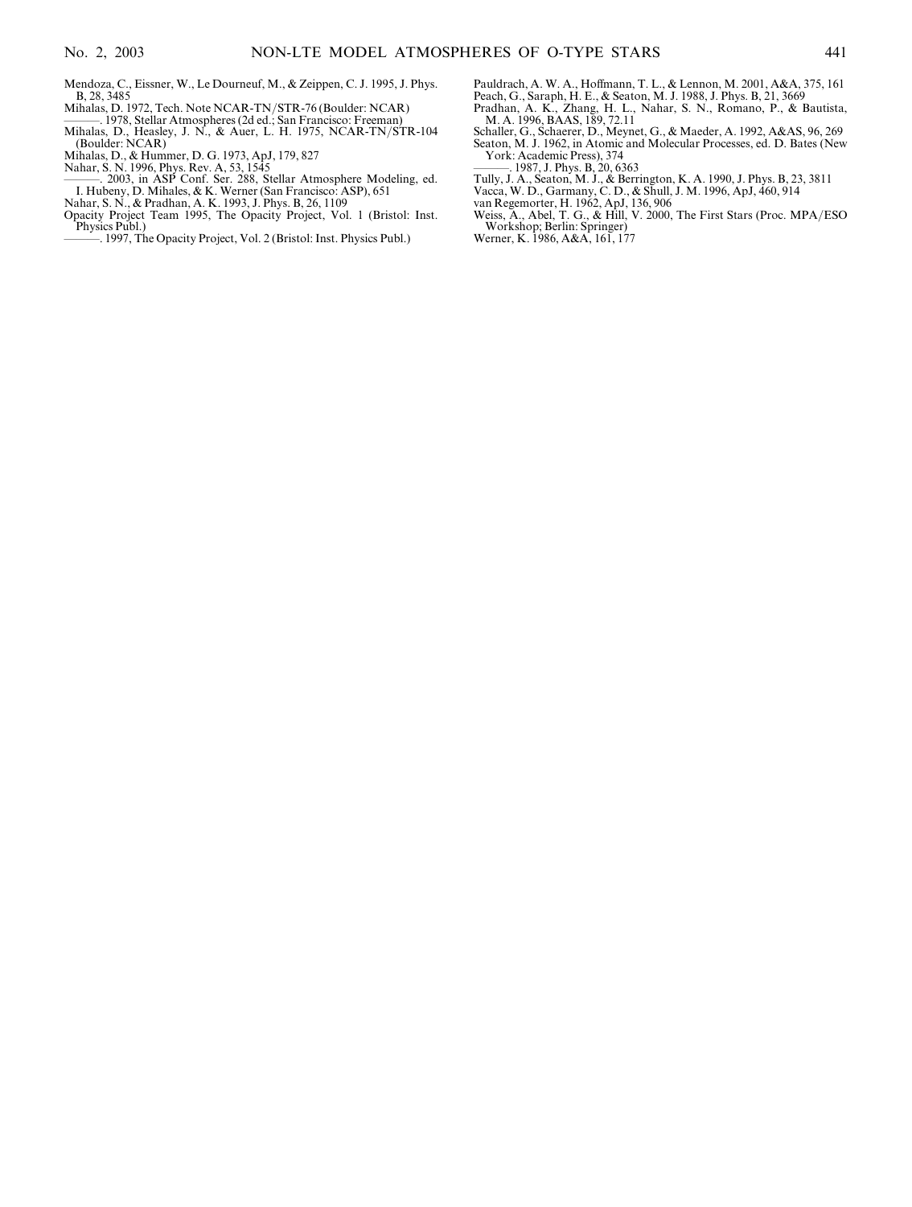Mendoza, C., Eissner, W., Le Dourneuf, M., & Zeippen, C. J. 1995, J. Phys. B, 28, 3485

Mihalas, D. 1972, Tech. Note NCAR-TN/STR-76 (Boulder: NCAR)

———. 1978, Stellar Atmospheres (2d ed.; San Francisco: Freeman)

Mihalas, D., Heasley, J. N., & Auer, L. H. 1975, NCAR-TN/STR-104 (Boulder: NCAR)

Mihalas, D., & Hummer, D. G. 1973, ApJ, 179, 827

Nahar, S. N. 1996, Phys. Rev. A, 53, 1545

———. 2003, in ASP Conf. Ser. 288, Stellar Atmosphere Modeling, ed. I. Hubeny, D. Mihales, & K. Werner (San Francisco: ASP), 651

Nahar, S. N., & Pradhan, A. K. 1993, J. Phys. B, 26, 1109

Opacity Project Team 1995, The Opacity Project, Vol. 1 (Bristol: Inst. Physics Publ.)

———. 1997, The Opacity Project, Vol. 2 (Bristol: Inst. Physics Publ.)

Pauldrach, A. W. A., Hoffmann, T. L., & Lennon, M. 2001, A&A, 375, 161

Peach, G., Saraph, H. E., & Seaton, M. J. 1988, J. Phys. B, 21, 3669

Pradhan, A. K., Zhang, H. L., Nahar, S. N., Romano, P., & Bautista, M. A. 1996, BAAS, 189, 72.11

Schaller, G., Schaerer, D., Meynet, G., & Maeder, A. 1992, A&AS, 96, 269

Seaton, M. J. 1962, in Atomic and Molecular Processes, ed. D. Bates (New York: Academic Press), 374

———. 1987, J. Phys. B, 20, 6363

Tully, J. A., Seaton, M. J., & Berrington, K. A. 1990, J. Phys. B, 23, 3811

Vacca, W. D., Garmany, C. D., & Shull, J. M. 1996, ApJ, 460, 914

van Regemorter, H. 1962, ApJ, 136, 906

Weiss, A., Abel, T. G., & Hill, V. 2000, The First Stars (Proc. MPA/ESO Workshop; Berlin: Springer)

Werner, K. 1986, A&A, 161, 177